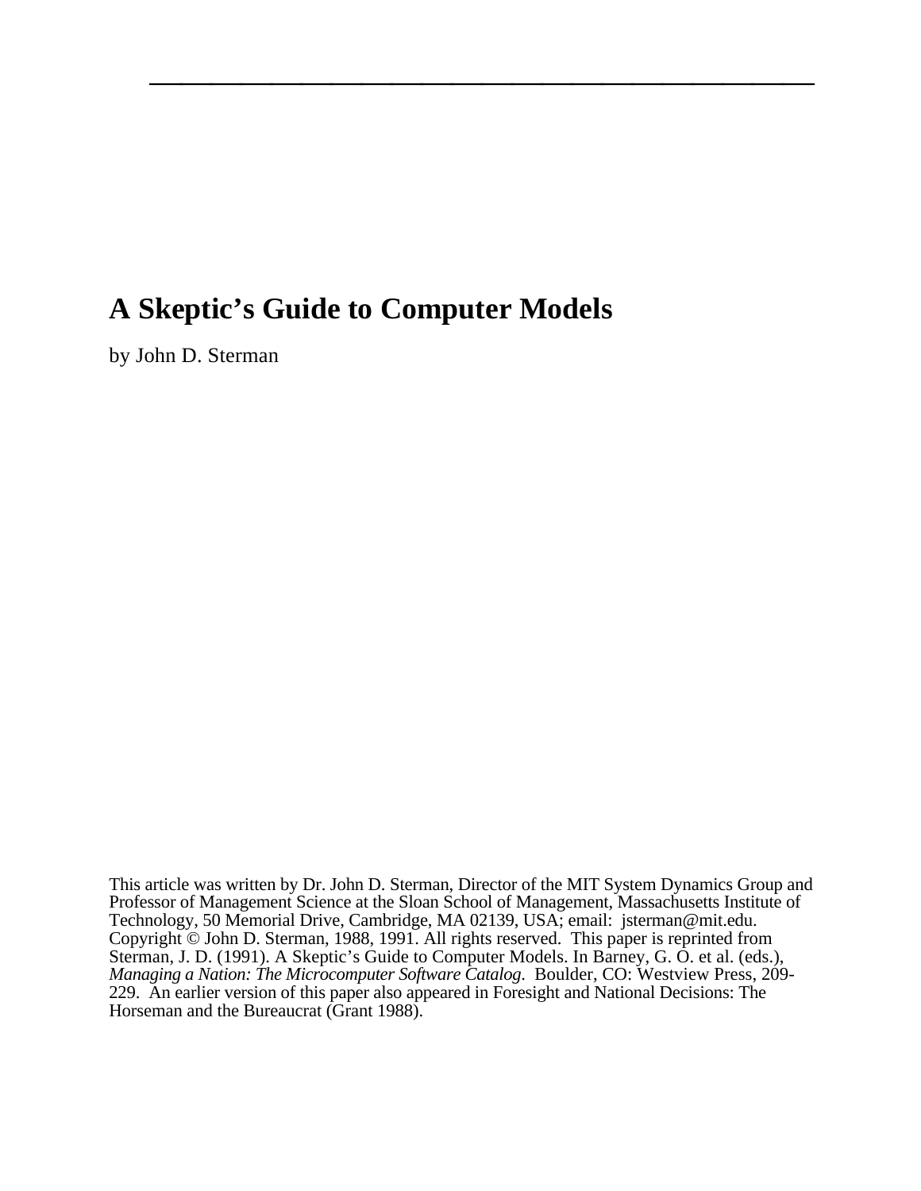# A Skeptic's Guide to Computer Models

by John D. Sterman

This article was written by Dr. John D. Sterman, Director of the MIT System Dynamics Group and Professor of Management Science at the Sloan School of Management, Massachusetts Institute of Technology, 50 Memorial Drive, Cambridge, MA 02139, USA; email: jsterman@mit.edu. Copyright © John D. Sterman, 1988, 1991. All rights reserved. This paper is reprinted from Sterman, J. D. (1991). A Skeptic's Guide to Computer Models. In Barney, G. O. et al. (eds.), *Managing a Nation: The Microcomputer Software Catalog*. Boulder, CO: Westview Press, 209-229. An earlier version of this paper also appeared in Foresight and National Decisions: The Horseman and the Bureaucrat (Grant 1988).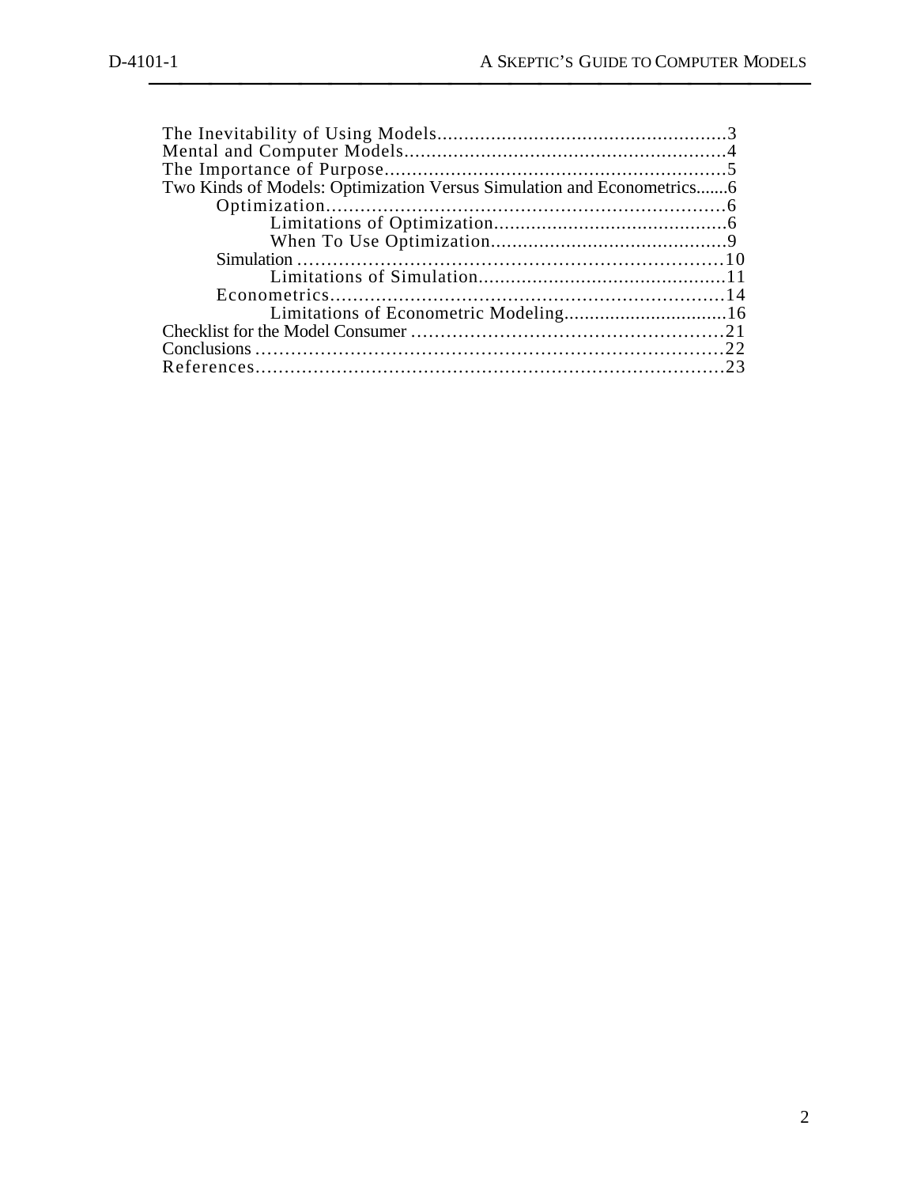The Inevitability of Using Models......................................................3
Mental and Computer Models...........................................................4
The Importance of Purpose...............................................................5
Two Kinds of Models: Optimization Versus Simulation and Econometrics.......6
- Optimization.......................................................................6
  - Limitations of Optimization............................................6
  - When To Use Optimization............................................9
- Simulation ........................................................................10
  - Limitations of Simulation..............................................11
- Econometrics......................................................................14
  - Limitations of Econometric Modeling................................16

Checklist for the Model Consumer ....................................................21
Conclusions .................................................................................22
References...................................................................................23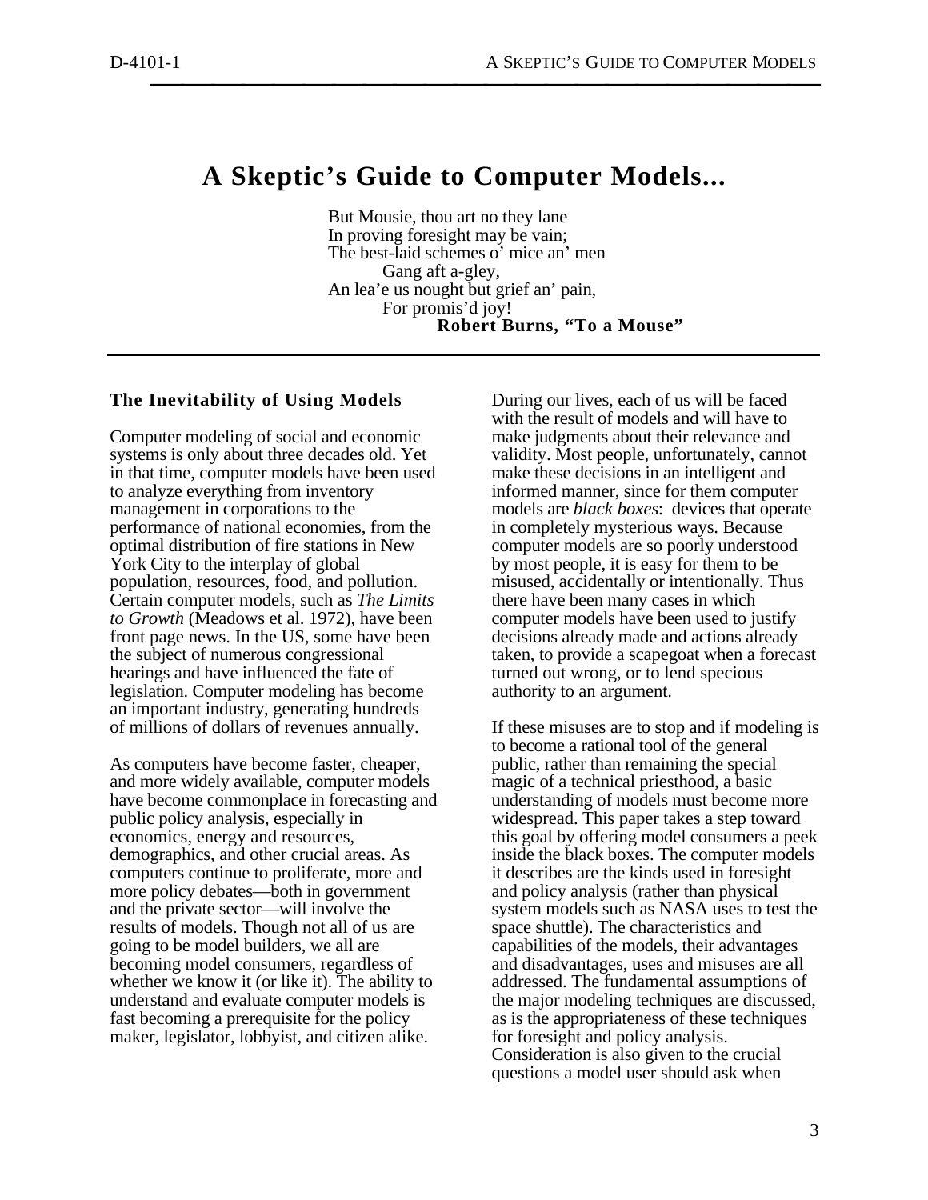# A Skeptic's Guide to Computer Models...

But Mousie, thou art no they lane
In proving foresight may be vain;
The best-laid schemes o' mice an' men
Gang aft a-gley,
An lea'e us nought but grief an' pain,
For promis'd joy!

**Robert Burns, "To a Mouse"**

---

## The Inevitability of Using Models

Computer modeling of social and economic systems is only about three decades old. Yet in that time, computer models have been used to analyze everything from inventory management in corporations to the performance of national economies, from the optimal distribution of fire stations in New York City to the interplay of global population, resources, food, and pollution. Certain computer models, such as *The Limits to Growth* (Meadows et al. 1972), have been front page news. In the US, some have been the subject of numerous congressional hearings and have influenced the fate of legislation. Computer modeling has become an important industry, generating hundreds of millions of dollars of revenues annually.

As computers have become faster, cheaper, and more widely available, computer models have become commonplace in forecasting and public policy analysis, especially in economics, energy and resources, demographics, and other crucial areas. As computers continue to proliferate, more and more policy debates—both in government and the private sector—will involve the results of models. Though not all of us are going to be model builders, we all are becoming model consumers, regardless of whether we know it (or like it). The ability to understand and evaluate computer models is fast becoming a prerequisite for the policy maker, legislator, lobbyist, and citizen alike.

During our lives, each of us will be faced with the result of models and will have to make judgments about their relevance and validity. Most people, unfortunately, cannot make these decisions in an intelligent and informed manner, since for them computer models are *black boxes*: devices that operate in completely mysterious ways. Because computer models are so poorly understood by most people, it is easy for them to be misused, accidentally or intentionally. Thus there have been many cases in which computer models have been used to justify decisions already made and actions already taken, to provide a scapegoat when a forecast turned out wrong, or to lend specious authority to an argument.

If these misuses are to stop and if modeling is to become a rational tool of the general public, rather than remaining the special magic of a technical priesthood, a basic understanding of models must become more widespread. This paper takes a step toward this goal by offering model consumers a peek inside the black boxes. The computer models it describes are the kinds used in foresight and policy analysis (rather than physical system models such as NASA uses to test the space shuttle). The characteristics and capabilities of the models, their advantages and disadvantages, uses and misuses are all addressed. The fundamental assumptions of the major modeling techniques are discussed, as is the appropriateness of these techniques for foresight and policy analysis. Consideration is also given to the crucial questions a model user should ask when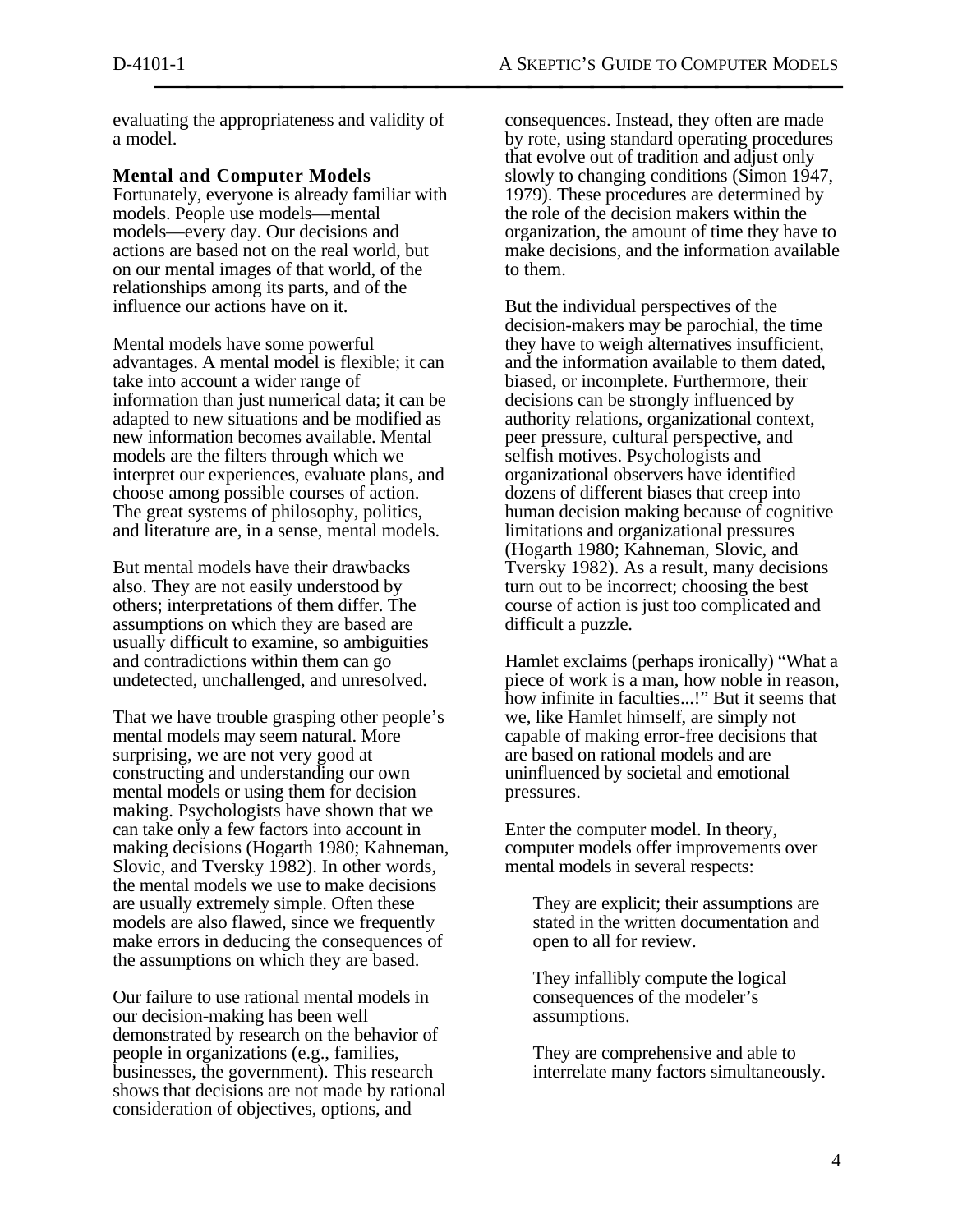evaluating the appropriateness and validity of a model.

### Mental and Computer Models

Fortunately, everyone is already familiar with models. People use models—mental models—every day. Our decisions and actions are based not on the real world, but on our mental images of that world, of the relationships among its parts, and of the influence our actions have on it.

Mental models have some powerful advantages. A mental model is flexible; it can take into account a wider range of information than just numerical data; it can be adapted to new situations and be modified as new information becomes available. Mental models are the filters through which we interpret our experiences, evaluate plans, and choose among possible courses of action. The great systems of philosophy, politics, and literature are, in a sense, mental models.

But mental models have their drawbacks also. They are not easily understood by others; interpretations of them differ. The assumptions on which they are based are usually difficult to examine, so ambiguities and contradictions within them can go undetected, unchallenged, and unresolved.

That we have trouble grasping other people's mental models may seem natural. More surprising, we are not very good at constructing and understanding our own mental models or using them for decision making. Psychologists have shown that we can take only a few factors into account in making decisions (Hogarth 1980; Kahneman, Slovic, and Tversky 1982). In other words, the mental models we use to make decisions are usually extremely simple. Often these models are also flawed, since we frequently make errors in deducing the consequences of the assumptions on which they are based.

Our failure to use rational mental models in our decision-making has been well demonstrated by research on the behavior of people in organizations (e.g., families, businesses, the government). This research shows that decisions are not made by rational consideration of objectives, options, and consequences. Instead, they often are made by rote, using standard operating procedures that evolve out of tradition and adjust only slowly to changing conditions (Simon 1947, 1979). These procedures are determined by the role of the decision makers within the organization, the amount of time they have to make decisions, and the information available to them.

But the individual perspectives of the decision-makers may be parochial, the time they have to weigh alternatives insufficient, and the information available to them dated, biased, or incomplete. Furthermore, their decisions can be strongly influenced by authority relations, organizational context, peer pressure, cultural perspective, and selfish motives. Psychologists and organizational observers have identified dozens of different biases that creep into human decision making because of cognitive limitations and organizational pressures (Hogarth 1980; Kahneman, Slovic, and Tversky 1982). As a result, many decisions turn out to be incorrect; choosing the best course of action is just too complicated and difficult a puzzle.

Hamlet exclaims (perhaps ironically) "What a piece of work is a man, how noble in reason, how infinite in faculties...!" But it seems that we, like Hamlet himself, are simply not capable of making error-free decisions that are based on rational models and are uninfluenced by societal and emotional pressures.

Enter the computer model. In theory, computer models offer improvements over mental models in several respects:

> They are explicit; their assumptions are stated in the written documentation and open to all for review.
>
> They infallibly compute the logical consequences of the modeler's assumptions.
>
> They are comprehensive and able to interrelate many factors simultaneously.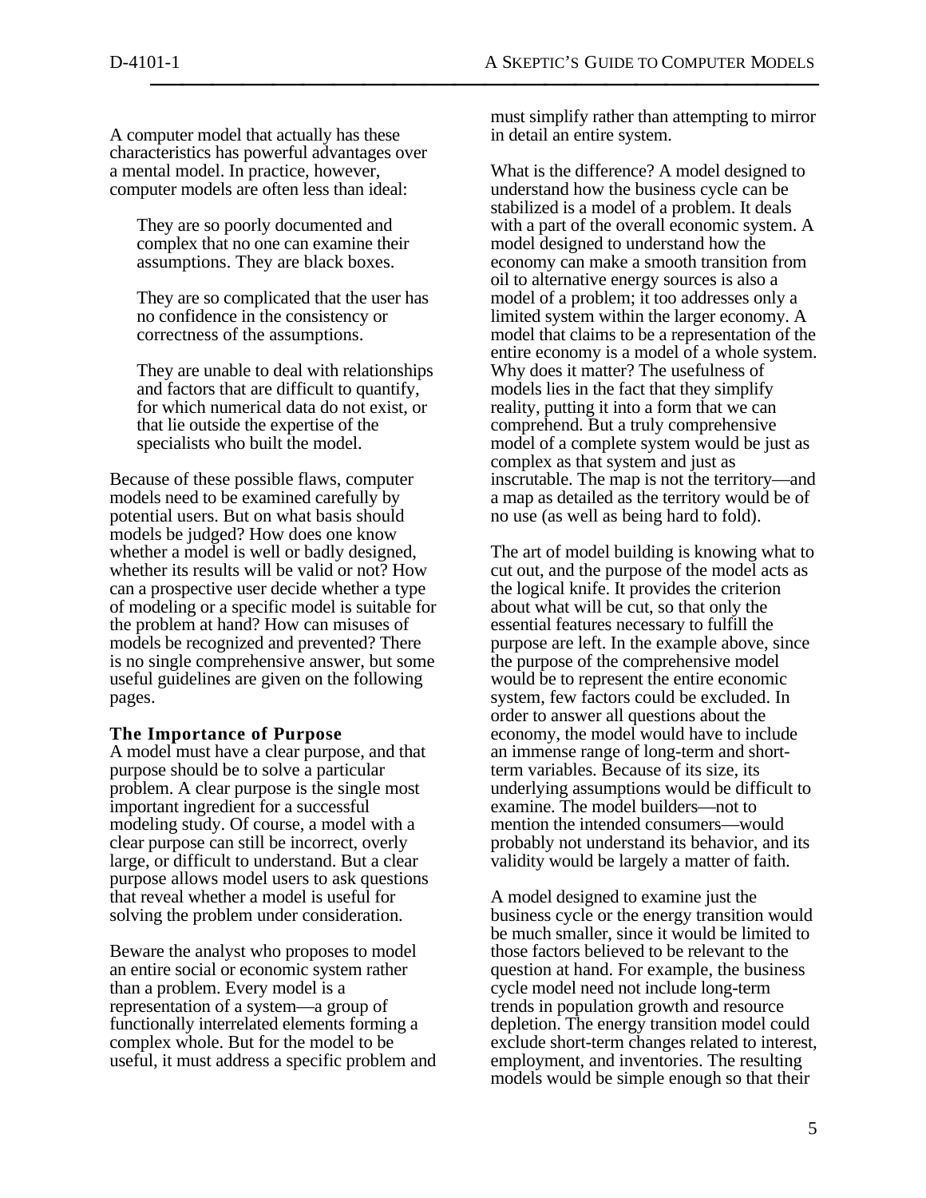A computer model that actually has these characteristics has powerful advantages over a mental model. In practice, however, computer models are often less than ideal:

> They are so poorly documented and complex that no one can examine their assumptions. They are black boxes.
>
> They are so complicated that the user has no confidence in the consistency or correctness of the assumptions.
>
> They are unable to deal with relationships and factors that are difficult to quantify, for which numerical data do not exist, or that lie outside the expertise of the specialists who built the model.

Because of these possible flaws, computer models need to be examined carefully by potential users. But on what basis should models be judged? How does one know whether a model is well or badly designed, whether its results will be valid or not? How can a prospective user decide whether a type of modeling or a specific model is suitable for the problem at hand? How can misuses of models be recognized and prevented? There is no single comprehensive answer, but some useful guidelines are given on the following pages.

### The Importance of Purpose

A model must have a clear purpose, and that purpose should be to solve a particular problem. A clear purpose is the single most important ingredient for a successful modeling study. Of course, a model with a clear purpose can still be incorrect, overly large, or difficult to understand. But a clear purpose allows model users to ask questions that reveal whether a model is useful for solving the problem under consideration.

Beware the analyst who proposes to model an entire social or economic system rather than a problem. Every model is a representation of a system—a group of functionally interrelated elements forming a complex whole. But for the model to be useful, it must address a specific problem and must simplify rather than attempting to mirror in detail an entire system.

What is the difference? A model designed to understand how the business cycle can be stabilized is a model of a problem. It deals with a part of the overall economic system. A model designed to understand how the economy can make a smooth transition from oil to alternative energy sources is also a model of a problem; it too addresses only a limited system within the larger economy. A model that claims to be a representation of the entire economy is a model of a whole system. Why does it matter? The usefulness of models lies in the fact that they simplify reality, putting it into a form that we can comprehend. But a truly comprehensive model of a complete system would be just as complex as that system and just as inscrutable. The map is not the territory—and a map as detailed as the territory would be of no use (as well as being hard to fold).

The art of model building is knowing what to cut out, and the purpose of the model acts as the logical knife. It provides the criterion about what will be cut, so that only the essential features necessary to fulfill the purpose are left. In the example above, since the purpose of the comprehensive model would be to represent the entire economic system, few factors could be excluded. In order to answer all questions about the economy, the model would have to include an immense range of long-term and short-term variables. Because of its size, its underlying assumptions would be difficult to examine. The model builders—not to mention the intended consumers—would probably not understand its behavior, and its validity would be largely a matter of faith.

A model designed to examine just the business cycle or the energy transition would be much smaller, since it would be limited to those factors believed to be relevant to the question at hand. For example, the business cycle model need not include long-term trends in population growth and resource depletion. The energy transition model could exclude short-term changes related to interest, employment, and inventories. The resulting models would be simple enough so that their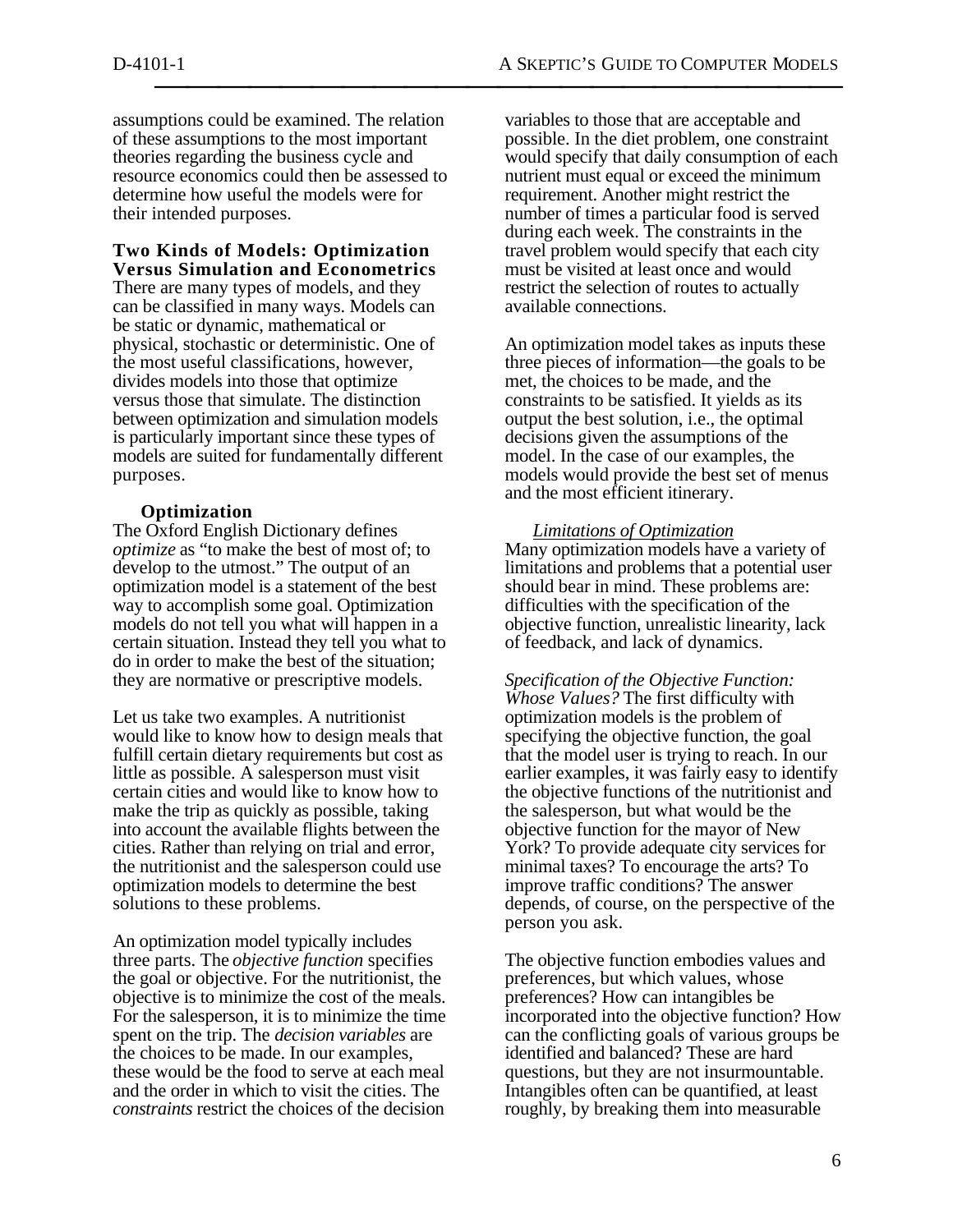assumptions could be examined. The relation of these assumptions to the most important theories regarding the business cycle and resource economics could then be assessed to determine how useful the models were for their intended purposes.

## Two Kinds of Models: Optimization Versus Simulation and Econometrics

There are many types of models, and they can be classified in many ways. Models can be static or dynamic, mathematical or physical, stochastic or deterministic. One of the most useful classifications, however, divides models into those that optimize versus those that simulate. The distinction between optimization and simulation models is particularly important since these types of models are suited for fundamentally different purposes.

### Optimization

The Oxford English Dictionary defines *optimize* as "to make the best of most of; to develop to the utmost." The output of an optimization model is a statement of the best way to accomplish some goal. Optimization models do not tell you what will happen in a certain situation. Instead they tell you what to do in order to make the best of the situation; they are normative or prescriptive models.

Let us take two examples. A nutritionist would like to know how to design meals that fulfill certain dietary requirements but cost as little as possible. A salesperson must visit certain cities and would like to know how to make the trip as quickly as possible, taking into account the available flights between the cities. Rather than relying on trial and error, the nutritionist and the salesperson could use optimization models to determine the best solutions to these problems.

An optimization model typically includes three parts. The *objective function* specifies the goal or objective. For the nutritionist, the objective is to minimize the cost of the meals. For the salesperson, it is to minimize the time spent on the trip. The *decision variables* are the choices to be made. In our examples, these would be the food to serve at each meal and the order in which to visit the cities. The *constraints* restrict the choices of the decision variables to those that are acceptable and possible. In the diet problem, one constraint would specify that daily consumption of each nutrient must equal or exceed the minimum requirement. Another might restrict the number of times a particular food is served during each week. The constraints in the travel problem would specify that each city must be visited at least once and would restrict the selection of routes to actually available connections.

An optimization model takes as inputs these three pieces of information—the goals to be met, the choices to be made, and the constraints to be satisfied. It yields as its output the best solution, i.e., the optimal decisions given the assumptions of the model. In the case of our examples, the models would provide the best set of menus and the most efficient itinerary.

#### *Limitations of Optimization*

Many optimization models have a variety of limitations and problems that a potential user should bear in mind. These problems are: difficulties with the specification of the objective function, unrealistic linearity, lack of feedback, and lack of dynamics.

*Specification of the Objective Function: Whose Values?* The first difficulty with optimization models is the problem of specifying the objective function, the goal that the model user is trying to reach. In our earlier examples, it was fairly easy to identify the objective functions of the nutritionist and the salesperson, but what would be the objective function for the mayor of New York? To provide adequate city services for minimal taxes? To encourage the arts? To improve traffic conditions? The answer depends, of course, on the perspective of the person you ask.

The objective function embodies values and preferences, but which values, whose preferences? How can intangibles be incorporated into the objective function? How can the conflicting goals of various groups be identified and balanced? These are hard questions, but they are not insurmountable. Intangibles often can be quantified, at least roughly, by breaking them into measurable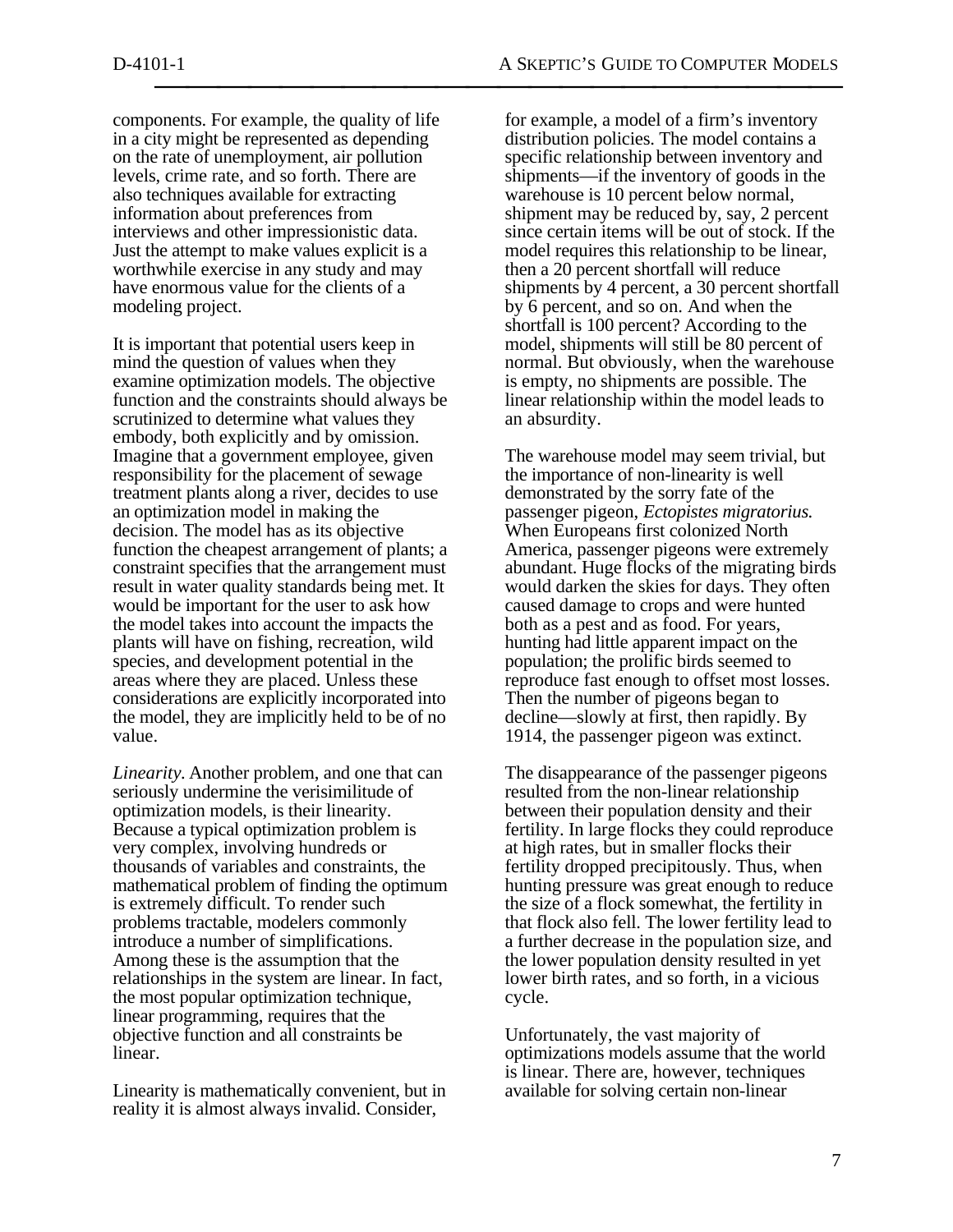components. For example, the quality of life in a city might be represented as depending on the rate of unemployment, air pollution levels, crime rate, and so forth. There are also techniques available for extracting information about preferences from interviews and other impressionistic data. Just the attempt to make values explicit is a worthwhile exercise in any study and may have enormous value for the clients of a modeling project.

It is important that potential users keep in mind the question of values when they examine optimization models. The objective function and the constraints should always be scrutinized to determine what values they embody, both explicitly and by omission. Imagine that a government employee, given responsibility for the placement of sewage treatment plants along a river, decides to use an optimization model in making the decision. The model has as its objective function the cheapest arrangement of plants; a constraint specifies that the arrangement must result in water quality standards being met. It would be important for the user to ask how the model takes into account the impacts the plants will have on fishing, recreation, wild species, and development potential in the areas where they are placed. Unless these considerations are explicitly incorporated into the model, they are implicitly held to be of no value.

*Linearity.* Another problem, and one that can seriously undermine the verisimilitude of optimization models, is their linearity. Because a typical optimization problem is very complex, involving hundreds or thousands of variables and constraints, the mathematical problem of finding the optimum is extremely difficult. To render such problems tractable, modelers commonly introduce a number of simplifications. Among these is the assumption that the relationships in the system are linear. In fact, the most popular optimization technique, linear programming, requires that the objective function and all constraints be linear.

Linearity is mathematically convenient, but in reality it is almost always invalid. Consider, for example, a model of a firm's inventory distribution policies. The model contains a specific relationship between inventory and shipments—if the inventory of goods in the warehouse is 10 percent below normal, shipment may be reduced by, say, 2 percent since certain items will be out of stock. If the model requires this relationship to be linear, then a 20 percent shortfall will reduce shipments by 4 percent, a 30 percent shortfall by 6 percent, and so on. And when the shortfall is 100 percent? According to the model, shipments will still be 80 percent of normal. But obviously, when the warehouse is empty, no shipments are possible. The linear relationship within the model leads to an absurdity.

The warehouse model may seem trivial, but the importance of non-linearity is well demonstrated by the sorry fate of the passenger pigeon, *Ectopistes migratorius.* When Europeans first colonized North America, passenger pigeons were extremely abundant. Huge flocks of the migrating birds would darken the skies for days. They often caused damage to crops and were hunted both as a pest and as food. For years, hunting had little apparent impact on the population; the prolific birds seemed to reproduce fast enough to offset most losses. Then the number of pigeons began to decline—slowly at first, then rapidly. By 1914, the passenger pigeon was extinct.

The disappearance of the passenger pigeons resulted from the non-linear relationship between their population density and their fertility. In large flocks they could reproduce at high rates, but in smaller flocks their fertility dropped precipitously. Thus, when hunting pressure was great enough to reduce the size of a flock somewhat, the fertility in that flock also fell. The lower fertility lead to a further decrease in the population size, and the lower population density resulted in yet lower birth rates, and so forth, in a vicious cycle.

Unfortunately, the vast majority of optimizations models assume that the world is linear. There are, however, techniques available for solving certain non-linear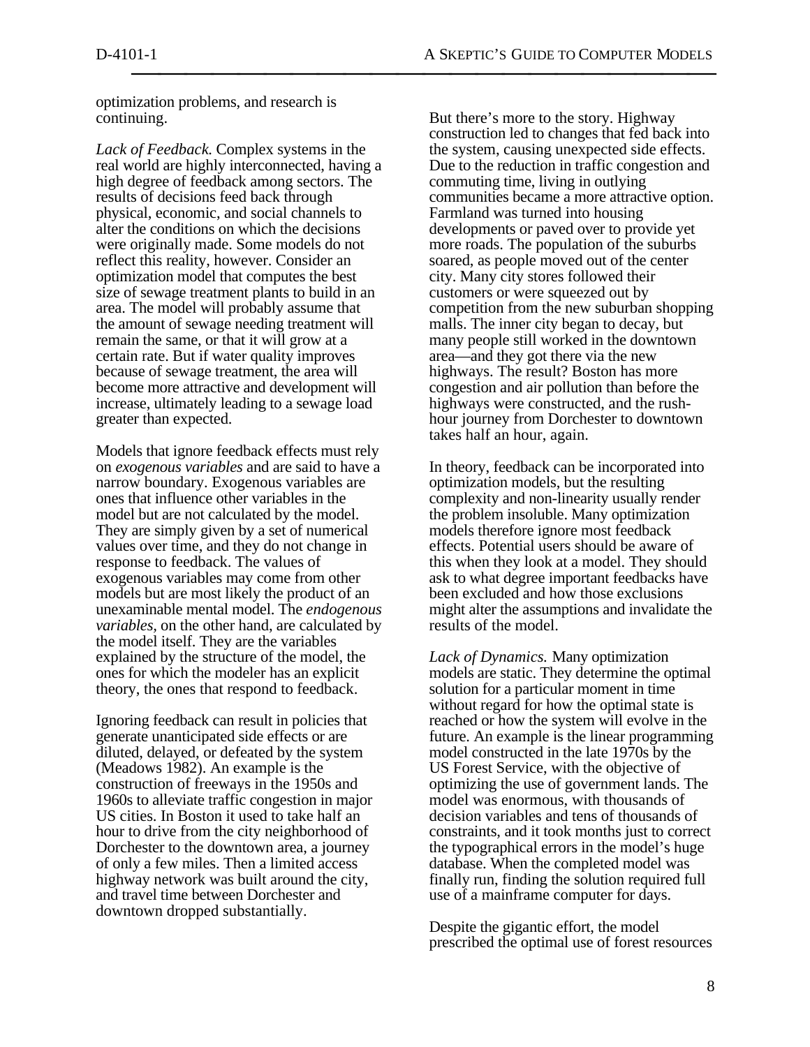optimization problems, and research is continuing.

*Lack of Feedback.* Complex systems in the real world are highly interconnected, having a high degree of feedback among sectors. The results of decisions feed back through physical, economic, and social channels to alter the conditions on which the decisions were originally made. Some models do not reflect this reality, however. Consider an optimization model that computes the best size of sewage treatment plants to build in an area. The model will probably assume that the amount of sewage needing treatment will remain the same, or that it will grow at a certain rate. But if water quality improves because of sewage treatment, the area will become more attractive and development will increase, ultimately leading to a sewage load greater than expected.

Models that ignore feedback effects must rely on *exogenous variables* and are said to have a narrow boundary. Exogenous variables are ones that influence other variables in the model but are not calculated by the model. They are simply given by a set of numerical values over time, and they do not change in response to feedback. The values of exogenous variables may come from other models but are most likely the product of an unexaminable mental model. The *endogenous variables*, on the other hand, are calculated by the model itself. They are the variables explained by the structure of the model, the ones for which the modeler has an explicit theory, the ones that respond to feedback.

Ignoring feedback can result in policies that generate unanticipated side effects or are diluted, delayed, or defeated by the system (Meadows 1982). An example is the construction of freeways in the 1950s and 1960s to alleviate traffic congestion in major US cities. In Boston it used to take half an hour to drive from the city neighborhood of Dorchester to the downtown area, a journey of only a few miles. Then a limited access highway network was built around the city, and travel time between Dorchester and downtown dropped substantially.

But there's more to the story. Highway construction led to changes that fed back into the system, causing unexpected side effects. Due to the reduction in traffic congestion and commuting time, living in outlying communities became a more attractive option. Farmland was turned into housing developments or paved over to provide yet more roads. The population of the suburbs soared, as people moved out of the center city. Many city stores followed their customers or were squeezed out by competition from the new suburban shopping malls. The inner city began to decay, but many people still worked in the downtown area—and they got there via the new highways. The result? Boston has more congestion and air pollution than before the highways were constructed, and the rush-hour journey from Dorchester to downtown takes half an hour, again.

In theory, feedback can be incorporated into optimization models, but the resulting complexity and non-linearity usually render the problem insoluble. Many optimization models therefore ignore most feedback effects. Potential users should be aware of this when they look at a model. They should ask to what degree important feedbacks have been excluded and how those exclusions might alter the assumptions and invalidate the results of the model.

*Lack of Dynamics.* Many optimization models are static. They determine the optimal solution for a particular moment in time without regard for how the optimal state is reached or how the system will evolve in the future. An example is the linear programming model constructed in the late 1970s by the US Forest Service, with the objective of optimizing the use of government lands. The model was enormous, with thousands of decision variables and tens of thousands of constraints, and it took months just to correct the typographical errors in the model's huge database. When the completed model was finally run, finding the solution required full use of a mainframe computer for days.

Despite the gigantic effort, the model prescribed the optimal use of forest resources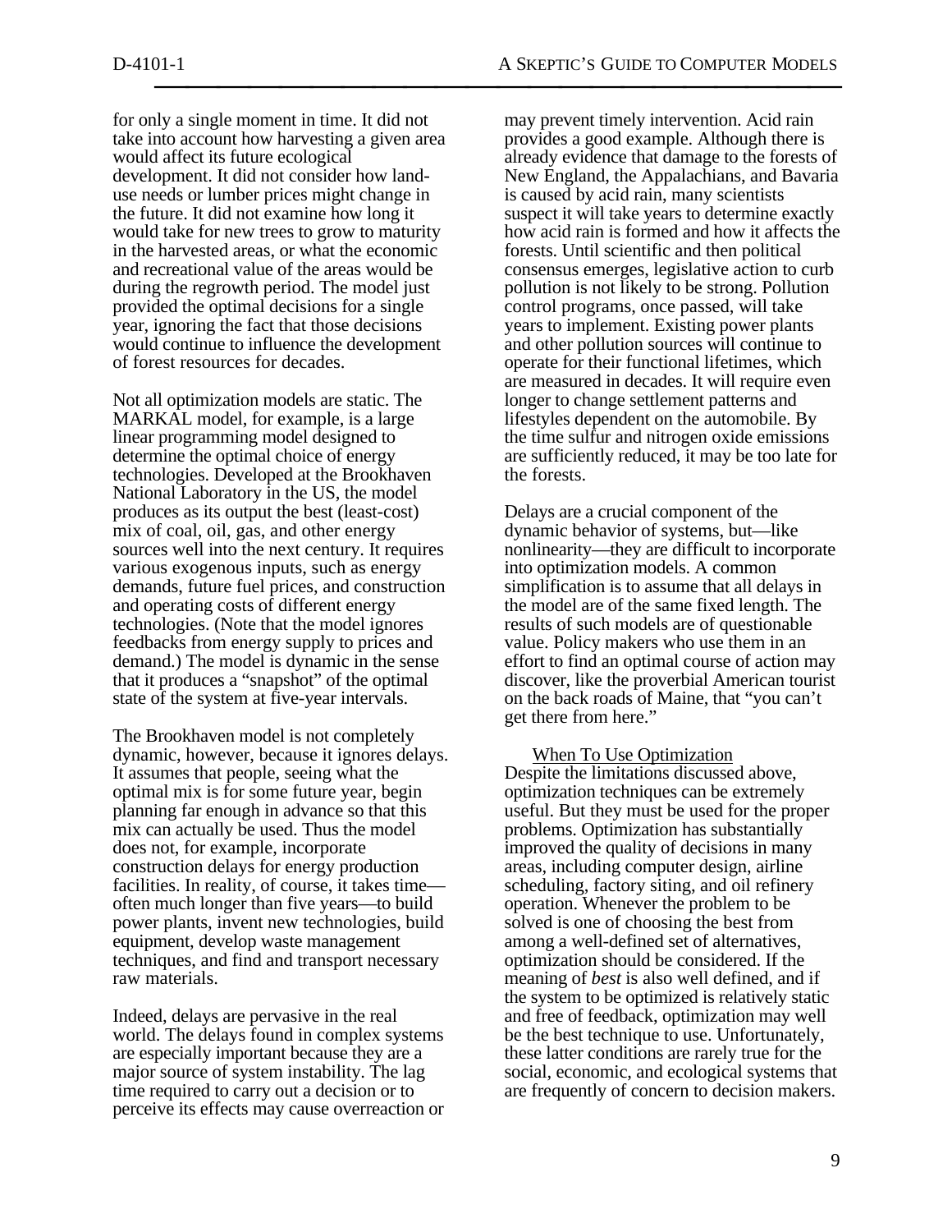for only a single moment in time. It did not take into account how harvesting a given area would affect its future ecological development. It did not consider how land-use needs or lumber prices might change in the future. It did not examine how long it would take for new trees to grow to maturity in the harvested areas, or what the economic and recreational value of the areas would be during the regrowth period. The model just provided the optimal decisions for a single year, ignoring the fact that those decisions would continue to influence the development of forest resources for decades.

Not all optimization models are static. The MARKAL model, for example, is a large linear programming model designed to determine the optimal choice of energy technologies. Developed at the Brookhaven National Laboratory in the US, the model produces as its output the best (least-cost) mix of coal, oil, gas, and other energy sources well into the next century. It requires various exogenous inputs, such as energy demands, future fuel prices, and construction and operating costs of different energy technologies. (Note that the model ignores feedbacks from energy supply to prices and demand.) The model is dynamic in the sense that it produces a "snapshot" of the optimal state of the system at five-year intervals.

The Brookhaven model is not completely dynamic, however, because it ignores delays. It assumes that people, seeing what the optimal mix is for some future year, begin planning far enough in advance so that this mix can actually be used. Thus the model does not, for example, incorporate construction delays for energy production facilities. In reality, of course, it takes time—often much longer than five years—to build power plants, invent new technologies, build equipment, develop waste management techniques, and find and transport necessary raw materials.

Indeed, delays are pervasive in the real world. The delays found in complex systems are especially important because they are a major source of system instability. The lag time required to carry out a decision or to perceive its effects may cause overreaction or may prevent timely intervention. Acid rain provides a good example. Although there is already evidence that damage to the forests of New England, the Appalachians, and Bavaria is caused by acid rain, many scientists suspect it will take years to determine exactly how acid rain is formed and how it affects the forests. Until scientific and then political consensus emerges, legislative action to curb pollution is not likely to be strong. Pollution control programs, once passed, will take years to implement. Existing power plants and other pollution sources will continue to operate for their functional lifetimes, which are measured in decades. It will require even longer to change settlement patterns and lifestyles dependent on the automobile. By the time sulfur and nitrogen oxide emissions are sufficiently reduced, it may be too late for the forests.

Delays are a crucial component of the dynamic behavior of systems, but—like nonlinearity—they are difficult to incorporate into optimization models. A common simplification is to assume that all delays in the model are of the same fixed length. The results of such models are of questionable value. Policy makers who use them in an effort to find an optimal course of action may discover, like the proverbial American tourist on the back roads of Maine, that "you can't get there from here."

### When To Use Optimization

Despite the limitations discussed above, optimization techniques can be extremely useful. But they must be used for the proper problems. Optimization has substantially improved the quality of decisions in many areas, including computer design, airline scheduling, factory siting, and oil refinery operation. Whenever the problem to be solved is one of choosing the best from among a well-defined set of alternatives, optimization should be considered. If the meaning of *best* is also well defined, and if the system to be optimized is relatively static and free of feedback, optimization may well be the best technique to use. Unfortunately, these latter conditions are rarely true for the social, economic, and ecological systems that are frequently of concern to decision makers.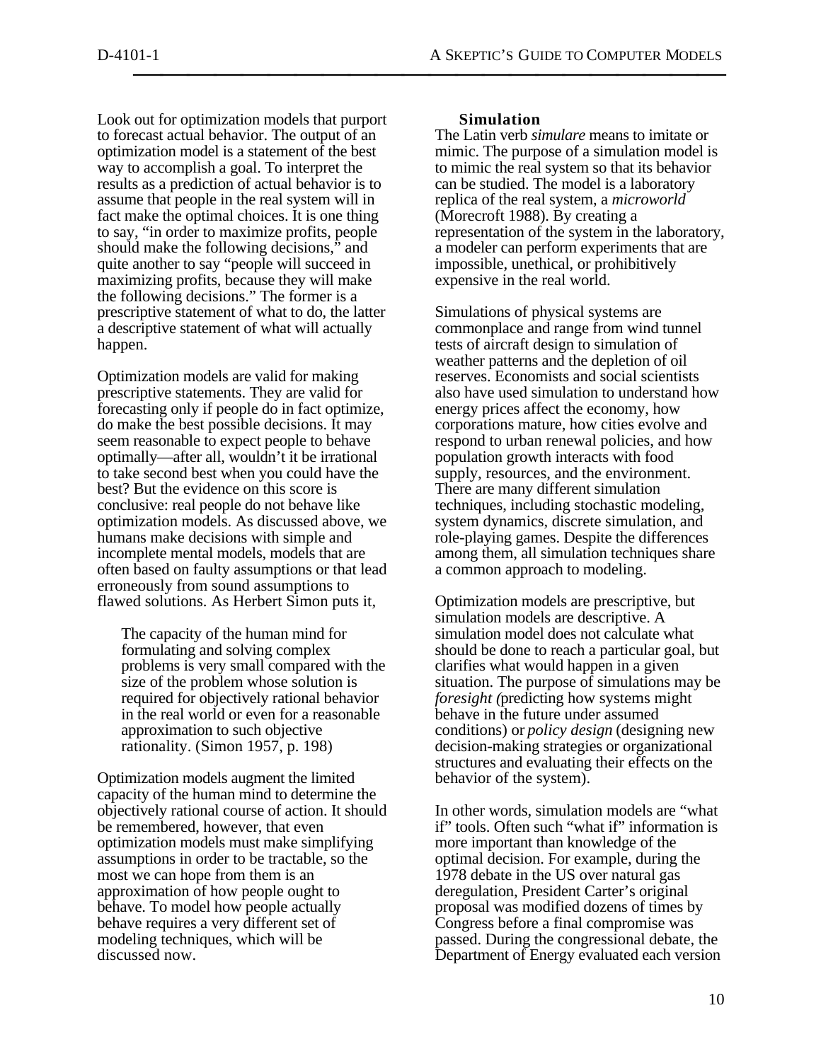Look out for optimization models that purport to forecast actual behavior. The output of an optimization model is a statement of the best way to accomplish a goal. To interpret the results as a prediction of actual behavior is to assume that people in the real system will in fact make the optimal choices. It is one thing to say, "in order to maximize profits, people should make the following decisions," and quite another to say "people will succeed in maximizing profits, because they will make the following decisions." The former is a prescriptive statement of what to do, the latter a descriptive statement of what will actually happen.

Optimization models are valid for making prescriptive statements. They are valid for forecasting only if people do in fact optimize, do make the best possible decisions. It may seem reasonable to expect people to behave optimally—after all, wouldn't it be irrational to take second best when you could have the best? But the evidence on this score is conclusive: real people do not behave like optimization models. As discussed above, we humans make decisions with simple and incomplete mental models, models that are often based on faulty assumptions or that lead erroneously from sound assumptions to flawed solutions. As Herbert Simon puts it,

> The capacity of the human mind for formulating and solving complex problems is very small compared with the size of the problem whose solution is required for objectively rational behavior in the real world or even for a reasonable approximation to such objective rationality. (Simon 1957, p. 198)

Optimization models augment the limited capacity of the human mind to determine the objectively rational course of action. It should be remembered, however, that even optimization models must make simplifying assumptions in order to be tractable, so the most we can hope from them is an approximation of how people ought to behave. To model how people actually behave requires a very different set of modeling techniques, which will be discussed now.

### Simulation

The Latin verb *simulare* means to imitate or mimic. The purpose of a simulation model is to mimic the real system so that its behavior can be studied. The model is a laboratory replica of the real system, a *microworld* (Morecroft 1988). By creating a representation of the system in the laboratory, a modeler can perform experiments that are impossible, unethical, or prohibitively expensive in the real world.

Simulations of physical systems are commonplace and range from wind tunnel tests of aircraft design to simulation of weather patterns and the depletion of oil reserves. Economists and social scientists also have used simulation to understand how energy prices affect the economy, how corporations mature, how cities evolve and respond to urban renewal policies, and how population growth interacts with food supply, resources, and the environment. There are many different simulation techniques, including stochastic modeling, system dynamics, discrete simulation, and role-playing games. Despite the differences among them, all simulation techniques share a common approach to modeling.

Optimization models are prescriptive, but simulation models are descriptive. A simulation model does not calculate what should be done to reach a particular goal, but clarifies what would happen in a given situation. The purpose of simulations may be *foresight* (predicting how systems might behave in the future under assumed conditions) or *policy design* (designing new decision-making strategies or organizational structures and evaluating their effects on the behavior of the system).

In other words, simulation models are "what if" tools. Often such "what if" information is more important than knowledge of the optimal decision. For example, during the 1978 debate in the US over natural gas deregulation, President Carter's original proposal was modified dozens of times by Congress before a final compromise was passed. During the congressional debate, the Department of Energy evaluated each version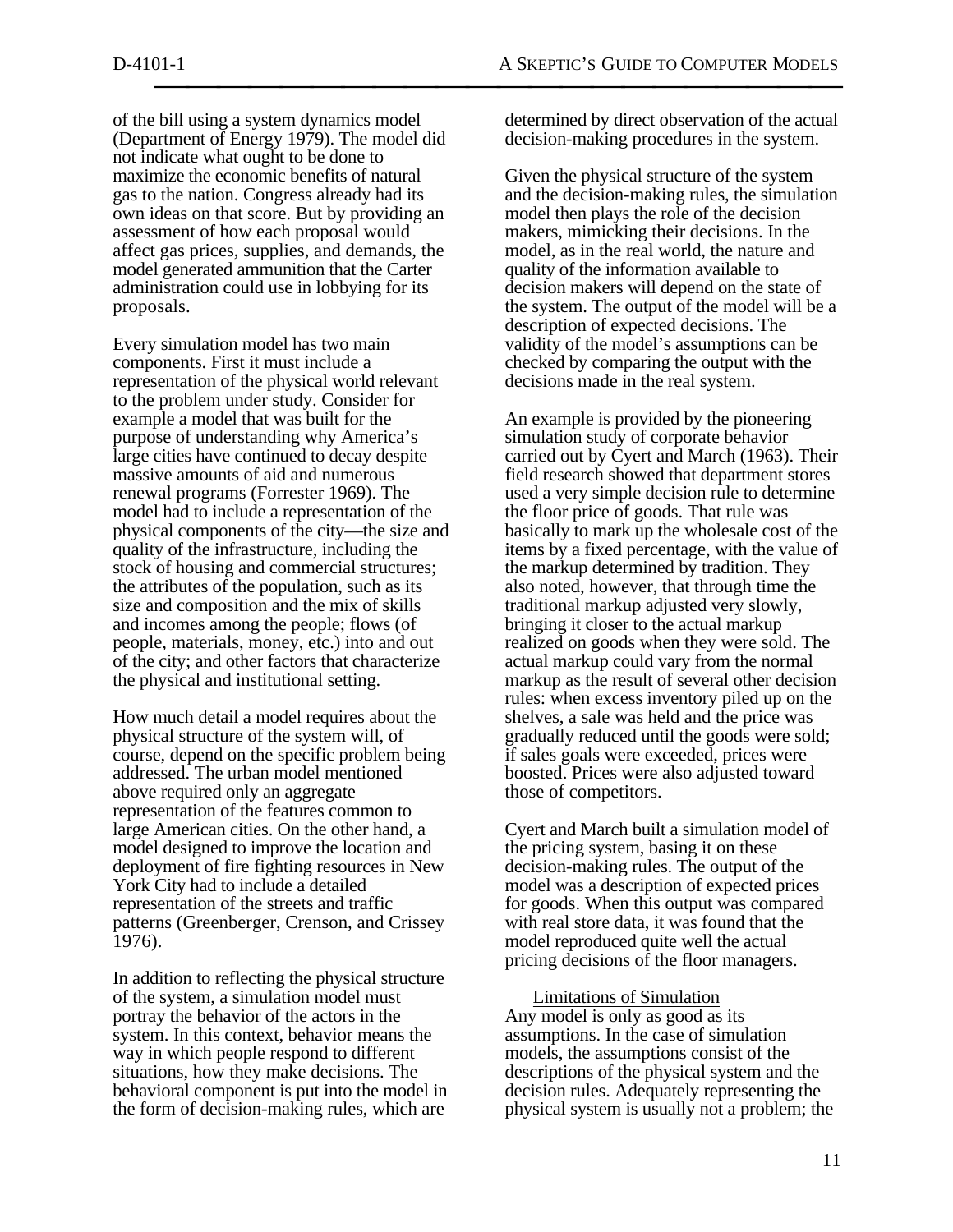of the bill using a system dynamics model (Department of Energy 1979). The model did not indicate what ought to be done to maximize the economic benefits of natural gas to the nation. Congress already had its own ideas on that score. But by providing an assessment of how each proposal would affect gas prices, supplies, and demands, the model generated ammunition that the Carter administration could use in lobbying for its proposals.

Every simulation model has two main components. First it must include a representation of the physical world relevant to the problem under study. Consider for example a model that was built for the purpose of understanding why America's large cities have continued to decay despite massive amounts of aid and numerous renewal programs (Forrester 1969). The model had to include a representation of the physical components of the city—the size and quality of the infrastructure, including the stock of housing and commercial structures; the attributes of the population, such as its size and composition and the mix of skills and incomes among the people; flows (of people, materials, money, etc.) into and out of the city; and other factors that characterize the physical and institutional setting.

How much detail a model requires about the physical structure of the system will, of course, depend on the specific problem being addressed. The urban model mentioned above required only an aggregate representation of the features common to large American cities. On the other hand, a model designed to improve the location and deployment of fire fighting resources in New York City had to include a detailed representation of the streets and traffic patterns (Greenberger, Crenson, and Crissey 1976).

In addition to reflecting the physical structure of the system, a simulation model must portray the behavior of the actors in the system. In this context, behavior means the way in which people respond to different situations, how they make decisions. The behavioral component is put into the model in the form of decision-making rules, which are determined by direct observation of the actual decision-making procedures in the system.

Given the physical structure of the system and the decision-making rules, the simulation model then plays the role of the decision makers, mimicking their decisions. In the model, as in the real world, the nature and quality of the information available to decision makers will depend on the state of the system. The output of the model will be a description of expected decisions. The validity of the model's assumptions can be checked by comparing the output with the decisions made in the real system.

An example is provided by the pioneering simulation study of corporate behavior carried out by Cyert and March (1963). Their field research showed that department stores used a very simple decision rule to determine the floor price of goods. That rule was basically to mark up the wholesale cost of the items by a fixed percentage, with the value of the markup determined by tradition. They also noted, however, that through time the traditional markup adjusted very slowly, bringing it closer to the actual markup realized on goods when they were sold. The actual markup could vary from the normal markup as the result of several other decision rules: when excess inventory piled up on the shelves, a sale was held and the price was gradually reduced until the goods were sold; if sales goals were exceeded, prices were boosted. Prices were also adjusted toward those of competitors.

Cyert and March built a simulation model of the pricing system, basing it on these decision-making rules. The output of the model was a description of expected prices for goods. When this output was compared with real store data, it was found that the model reproduced quite well the actual pricing decisions of the floor managers.

### Limitations of Simulation

Any model is only as good as its assumptions. In the case of simulation models, the assumptions consist of the descriptions of the physical system and the decision rules. Adequately representing the physical system is usually not a problem; the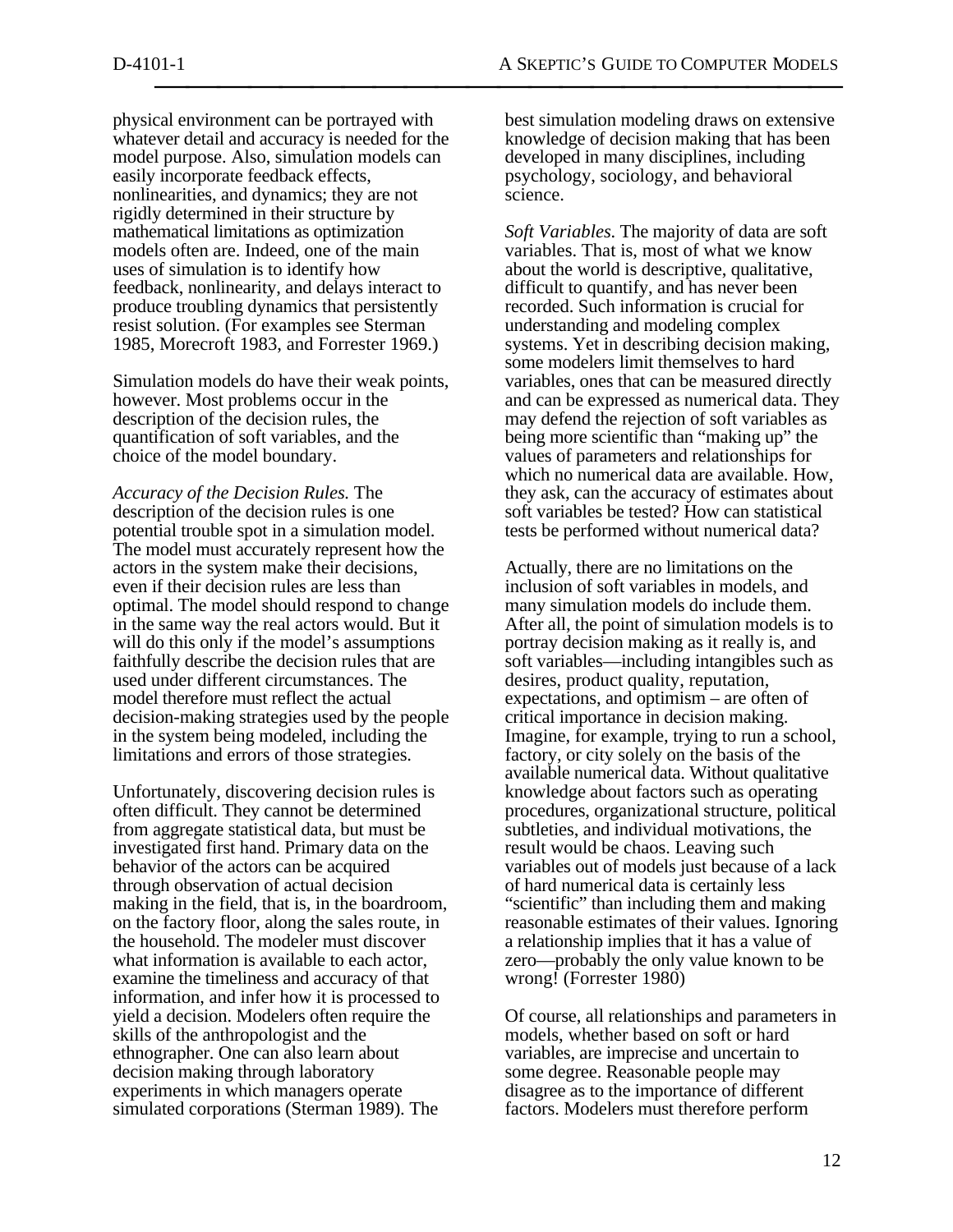physical environment can be portrayed with whatever detail and accuracy is needed for the model purpose. Also, simulation models can easily incorporate feedback effects, nonlinearities, and dynamics; they are not rigidly determined in their structure by mathematical limitations as optimization models often are. Indeed, one of the main uses of simulation is to identify how feedback, nonlinearity, and delays interact to produce troubling dynamics that persistently resist solution. (For examples see Sterman 1985, Morecroft 1983, and Forrester 1969.)

Simulation models do have their weak points, however. Most problems occur in the description of the decision rules, the quantification of soft variables, and the choice of the model boundary.

*Accuracy of the Decision Rules.* The description of the decision rules is one potential trouble spot in a simulation model. The model must accurately represent how the actors in the system make their decisions, even if their decision rules are less than optimal. The model should respond to change in the same way the real actors would. But it will do this only if the model's assumptions faithfully describe the decision rules that are used under different circumstances. The model therefore must reflect the actual decision-making strategies used by the people in the system being modeled, including the limitations and errors of those strategies.

Unfortunately, discovering decision rules is often difficult. They cannot be determined from aggregate statistical data, but must be investigated first hand. Primary data on the behavior of the actors can be acquired through observation of actual decision making in the field, that is, in the boardroom, on the factory floor, along the sales route, in the household. The modeler must discover what information is available to each actor, examine the timeliness and accuracy of that information, and infer how it is processed to yield a decision. Modelers often require the skills of the anthropologist and the ethnographer. One can also learn about decision making through laboratory experiments in which managers operate simulated corporations (Sterman 1989). The best simulation modeling draws on extensive knowledge of decision making that has been developed in many disciplines, including psychology, sociology, and behavioral science.

*Soft Variables.* The majority of data are soft variables. That is, most of what we know about the world is descriptive, qualitative, difficult to quantify, and has never been recorded. Such information is crucial for understanding and modeling complex systems. Yet in describing decision making, some modelers limit themselves to hard variables, ones that can be measured directly and can be expressed as numerical data. They may defend the rejection of soft variables as being more scientific than "making up" the values of parameters and relationships for which no numerical data are available. How, they ask, can the accuracy of estimates about soft variables be tested? How can statistical tests be performed without numerical data?

Actually, there are no limitations on the inclusion of soft variables in models, and many simulation models do include them. After all, the point of simulation models is to portray decision making as it really is, and soft variables—including intangibles such as desires, product quality, reputation, expectations, and optimism – are often of critical importance in decision making. Imagine, for example, trying to run a school, factory, or city solely on the basis of the available numerical data. Without qualitative knowledge about factors such as operating procedures, organizational structure, political subtleties, and individual motivations, the result would be chaos. Leaving such variables out of models just because of a lack of hard numerical data is certainly less "scientific" than including them and making reasonable estimates of their values. Ignoring a relationship implies that it has a value of zero—probably the only value known to be wrong! (Forrester 1980)

Of course, all relationships and parameters in models, whether based on soft or hard variables, are imprecise and uncertain to some degree. Reasonable people may disagree as to the importance of different factors. Modelers must therefore perform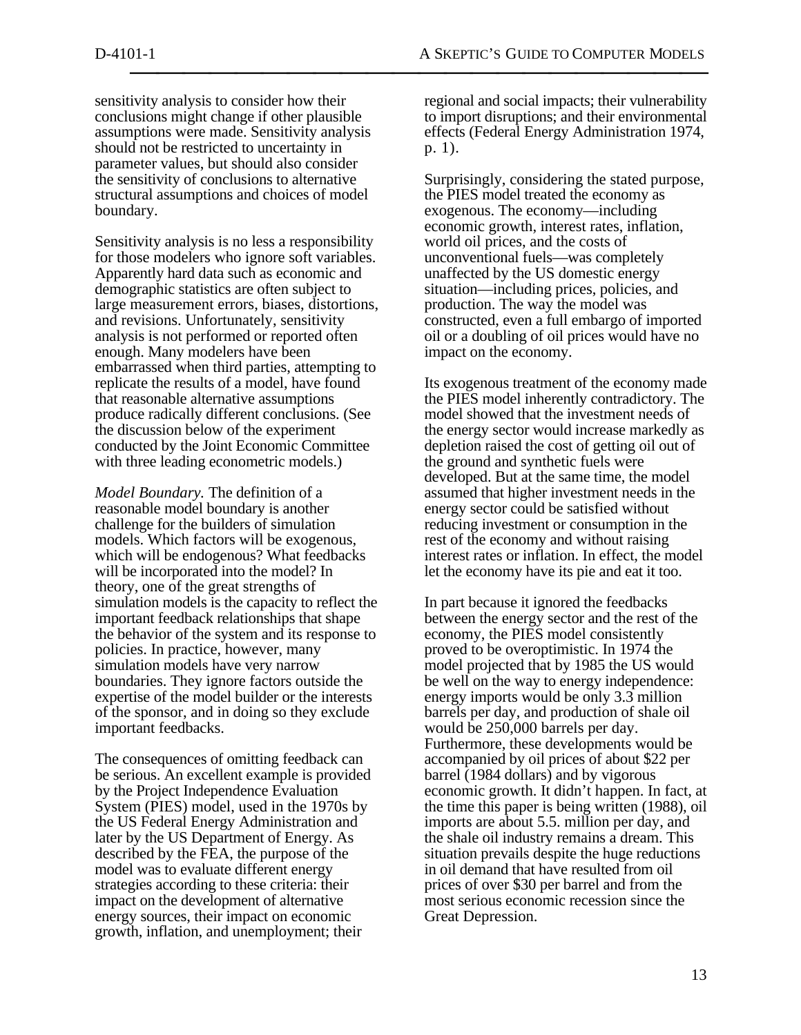sensitivity analysis to consider how their conclusions might change if other plausible assumptions were made. Sensitivity analysis should not be restricted to uncertainty in parameter values, but should also consider the sensitivity of conclusions to alternative structural assumptions and choices of model boundary.

Sensitivity analysis is no less a responsibility for those modelers who ignore soft variables. Apparently hard data such as economic and demographic statistics are often subject to large measurement errors, biases, distortions, and revisions. Unfortunately, sensitivity analysis is not performed or reported often enough. Many modelers have been embarrassed when third parties, attempting to replicate the results of a model, have found that reasonable alternative assumptions produce radically different conclusions. (See the discussion below of the experiment conducted by the Joint Economic Committee with three leading econometric models.)

*Model Boundary.* The definition of a reasonable model boundary is another challenge for the builders of simulation models. Which factors will be exogenous, which will be endogenous? What feedbacks will be incorporated into the model? In theory, one of the great strengths of simulation models is the capacity to reflect the important feedback relationships that shape the behavior of the system and its response to policies. In practice, however, many simulation models have very narrow boundaries. They ignore factors outside the expertise of the model builder or the interests of the sponsor, and in doing so they exclude important feedbacks.

The consequences of omitting feedback can be serious. An excellent example is provided by the Project Independence Evaluation System (PIES) model, used in the 1970s by the US Federal Energy Administration and later by the US Department of Energy. As described by the FEA, the purpose of the model was to evaluate different energy strategies according to these criteria: their impact on the development of alternative energy sources, their impact on economic growth, inflation, and unemployment; their regional and social impacts; their vulnerability to import disruptions; and their environmental effects (Federal Energy Administration 1974, p. 1).

Surprisingly, considering the stated purpose, the PIES model treated the economy as exogenous. The economy—including economic growth, interest rates, inflation, world oil prices, and the costs of unconventional fuels—was completely unaffected by the US domestic energy situation—including prices, policies, and production. The way the model was constructed, even a full embargo of imported oil or a doubling of oil prices would have no impact on the economy.

Its exogenous treatment of the economy made the PIES model inherently contradictory. The model showed that the investment needs of the energy sector would increase markedly as depletion raised the cost of getting oil out of the ground and synthetic fuels were developed. But at the same time, the model assumed that higher investment needs in the energy sector could be satisfied without reducing investment or consumption in the rest of the economy and without raising interest rates or inflation. In effect, the model let the economy have its pie and eat it too.

In part because it ignored the feedbacks between the energy sector and the rest of the economy, the PIES model consistently proved to be overoptimistic. In 1974 the model projected that by 1985 the US would be well on the way to energy independence: energy imports would be only 3.3 million barrels per day, and production of shale oil would be 250,000 barrels per day. Furthermore, these developments would be accompanied by oil prices of about $22 per barrel (1984 dollars) and by vigorous economic growth. It didn't happen. In fact, at the time this paper is being written (1988), oil imports are about 5.5. million per day, and the shale oil industry remains a dream. This situation prevails despite the huge reductions in oil demand that have resulted from oil prices of over $30 per barrel and from the most serious economic recession since the Great Depression.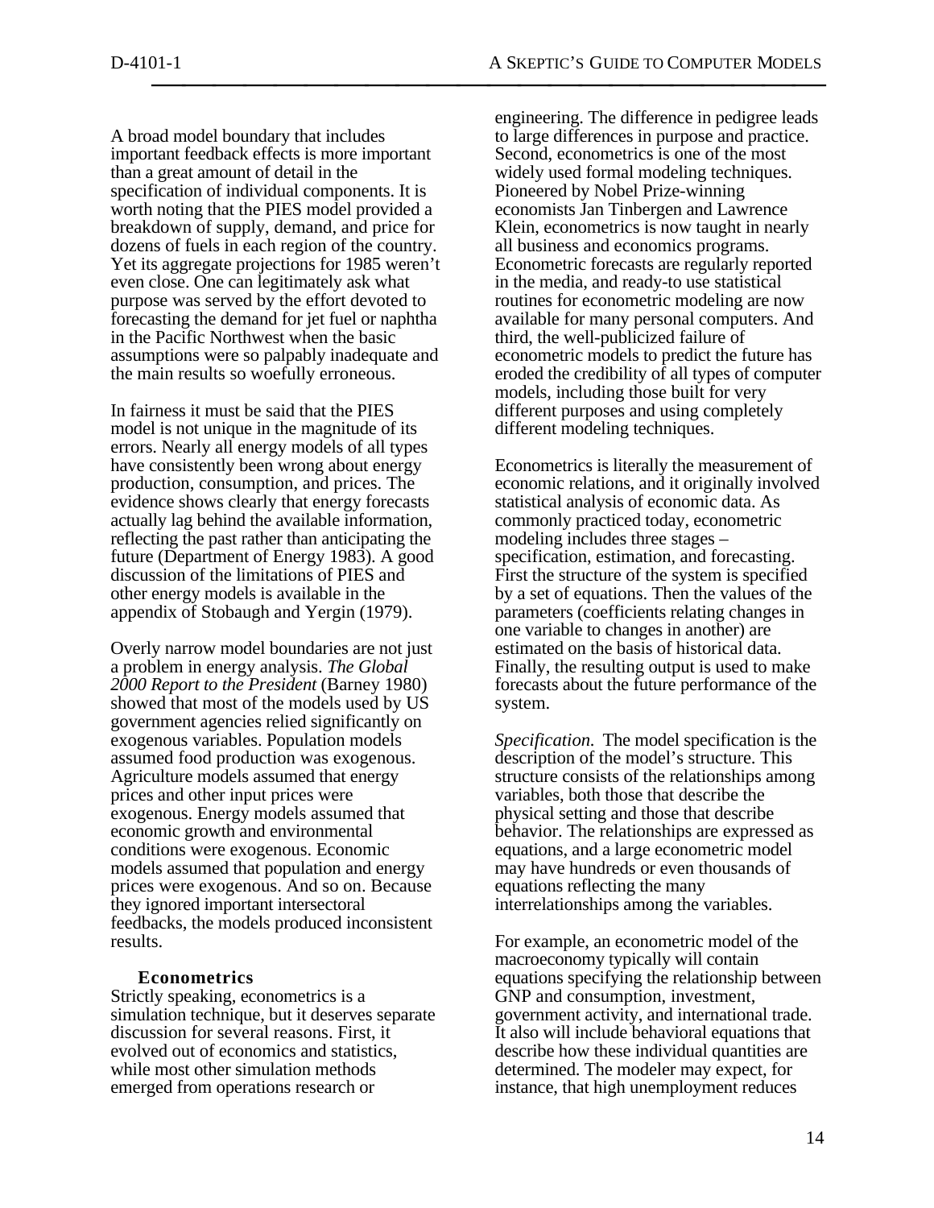A broad model boundary that includes important feedback effects is more important than a great amount of detail in the specification of individual components. It is worth noting that the PIES model provided a breakdown of supply, demand, and price for dozens of fuels in each region of the country. Yet its aggregate projections for 1985 weren't even close. One can legitimately ask what purpose was served by the effort devoted to forecasting the demand for jet fuel or naphtha in the Pacific Northwest when the basic assumptions were so palpably inadequate and the main results so woefully erroneous.

In fairness it must be said that the PIES model is not unique in the magnitude of its errors. Nearly all energy models of all types have consistently been wrong about energy production, consumption, and prices. The evidence shows clearly that energy forecasts actually lag behind the available information, reflecting the past rather than anticipating the future (Department of Energy 1983). A good discussion of the limitations of PIES and other energy models is available in the appendix of Stobaugh and Yergin (1979).

Overly narrow model boundaries are not just a problem in energy analysis. *The Global 2000 Report to the President* (Barney 1980) showed that most of the models used by US government agencies relied significantly on exogenous variables. Population models assumed food production was exogenous. Agriculture models assumed that energy prices and other input prices were exogenous. Energy models assumed that economic growth and environmental conditions were exogenous. Economic models assumed that population and energy prices were exogenous. And so on. Because they ignored important intersectoral feedbacks, the models produced inconsistent results.

### Econometrics

Strictly speaking, econometrics is a simulation technique, but it deserves separate discussion for several reasons. First, it evolved out of economics and statistics, while most other simulation methods emerged from operations research or engineering. The difference in pedigree leads to large differences in purpose and practice. Second, econometrics is one of the most widely used formal modeling techniques. Pioneered by Nobel Prize-winning economists Jan Tinbergen and Lawrence Klein, econometrics is now taught in nearly all business and economics programs. Econometric forecasts are regularly reported in the media, and ready-to use statistical routines for econometric modeling are now available for many personal computers. And third, the well-publicized failure of econometric models to predict the future has eroded the credibility of all types of computer models, including those built for very different purposes and using completely different modeling techniques.

Econometrics is literally the measurement of economic relations, and it originally involved statistical analysis of economic data. As commonly practiced today, econometric modeling includes three stages – specification, estimation, and forecasting. First the structure of the system is specified by a set of equations. Then the values of the parameters (coefficients relating changes in one variable to changes in another) are estimated on the basis of historical data. Finally, the resulting output is used to make forecasts about the future performance of the system.

*Specification.* The model specification is the description of the model's structure. This structure consists of the relationships among variables, both those that describe the physical setting and those that describe behavior. The relationships are expressed as equations, and a large econometric model may have hundreds or even thousands of equations reflecting the many interrelationships among the variables.

For example, an econometric model of the macroeconomy typically will contain equations specifying the relationship between GNP and consumption, investment, government activity, and international trade. It also will include behavioral equations that describe how these individual quantities are determined. The modeler may expect, for instance, that high unemployment reduces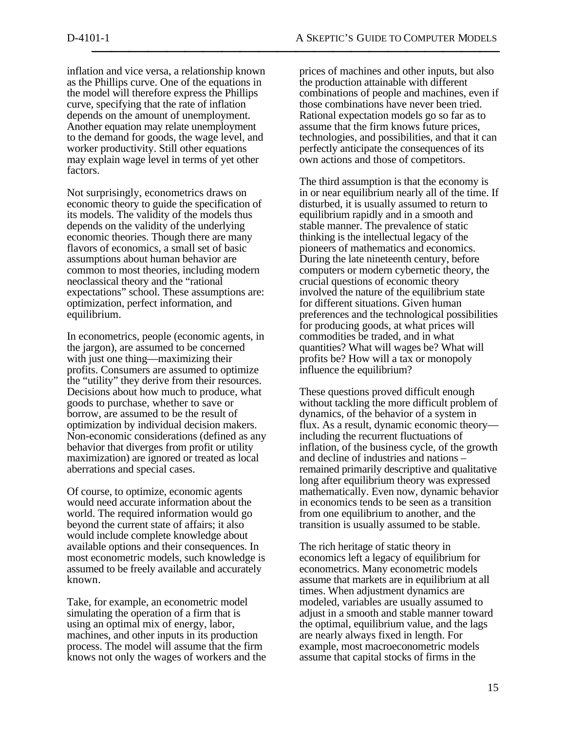inflation and vice versa, a relationship known as the Phillips curve. One of the equations in the model will therefore express the Phillips curve, specifying that the rate of inflation depends on the amount of unemployment. Another equation may relate unemployment to the demand for goods, the wage level, and worker productivity. Still other equations may explain wage level in terms of yet other factors.

Not surprisingly, econometrics draws on economic theory to guide the specification of its models. The validity of the models thus depends on the validity of the underlying economic theories. Though there are many flavors of economics, a small set of basic assumptions about human behavior are common to most theories, including modern neoclassical theory and the "rational expectations" school. These assumptions are: optimization, perfect information, and equilibrium.

In econometrics, people (economic agents, in the jargon), are assumed to be concerned with just one thing—maximizing their profits. Consumers are assumed to optimize the "utility" they derive from their resources. Decisions about how much to produce, what goods to purchase, whether to save or borrow, are assumed to be the result of optimization by individual decision makers. Non-economic considerations (defined as any behavior that diverges from profit or utility maximization) are ignored or treated as local aberrations and special cases.

Of course, to optimize, economic agents would need accurate information about the world. The required information would go beyond the current state of affairs; it also would include complete knowledge about available options and their consequences. In most econometric models, such knowledge is assumed to be freely available and accurately known.

Take, for example, an econometric model simulating the operation of a firm that is using an optimal mix of energy, labor, machines, and other inputs in its production process. The model will assume that the firm knows not only the wages of workers and the prices of machines and other inputs, but also the production attainable with different combinations of people and machines, even if those combinations have never been tried. Rational expectation models go so far as to assume that the firm knows future prices, technologies, and possibilities, and that it can perfectly anticipate the consequences of its own actions and those of competitors.

The third assumption is that the economy is in or near equilibrium nearly all of the time. If disturbed, it is usually assumed to return to equilibrium rapidly and in a smooth and stable manner. The prevalence of static thinking is the intellectual legacy of the pioneers of mathematics and economics. During the late nineteenth century, before computers or modern cybernetic theory, the crucial questions of economic theory involved the nature of the equilibrium state for different situations. Given human preferences and the technological possibilities for producing goods, at what prices will commodities be traded, and in what quantities? What will wages be? What will profits be? How will a tax or monopoly influence the equilibrium?

These questions proved difficult enough without tackling the more difficult problem of dynamics, of the behavior of a system in flux. As a result, dynamic economic theory—including the recurrent fluctuations of inflation, of the business cycle, of the growth and decline of industries and nations – remained primarily descriptive and qualitative long after equilibrium theory was expressed mathematically. Even now, dynamic behavior in economics tends to be seen as a transition from one equilibrium to another, and the transition is usually assumed to be stable.

The rich heritage of static theory in economics left a legacy of equilibrium for econometrics. Many econometric models assume that markets are in equilibrium at all times. When adjustment dynamics are modeled, variables are usually assumed to adjust in a smooth and stable manner toward the optimal, equilibrium value, and the lags are nearly always fixed in length. For example, most macroeconometric models assume that capital stocks of firms in the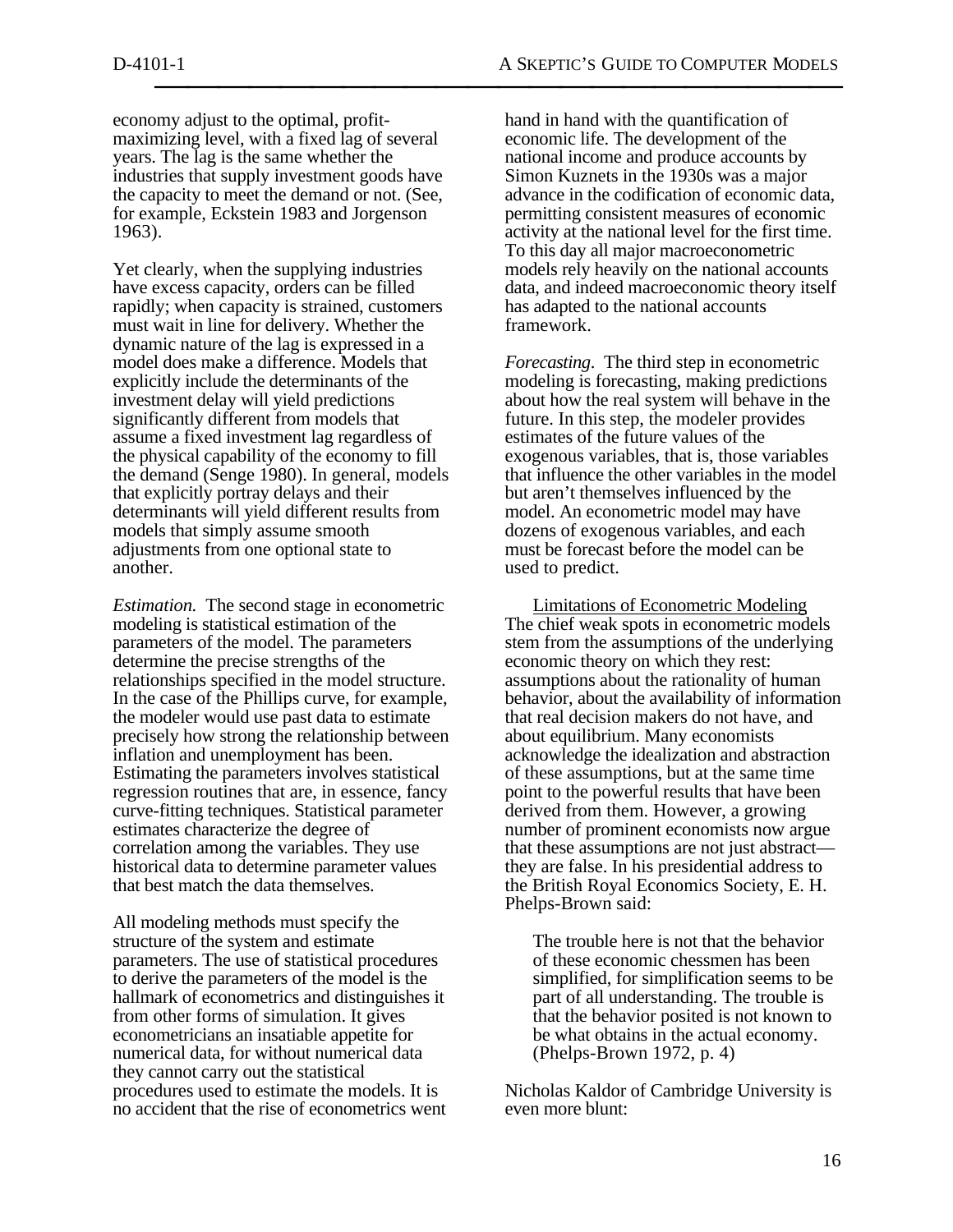economy adjust to the optimal, profit-maximizing level, with a fixed lag of several years. The lag is the same whether the industries that supply investment goods have the capacity to meet the demand or not. (See, for example, Eckstein 1983 and Jorgenson 1963).

Yet clearly, when the supplying industries have excess capacity, orders can be filled rapidly; when capacity is strained, customers must wait in line for delivery. Whether the dynamic nature of the lag is expressed in a model does make a difference. Models that explicitly include the determinants of the investment delay will yield predictions significantly different from models that assume a fixed investment lag regardless of the physical capability of the economy to fill the demand (Senge 1980). In general, models that explicitly portray delays and their determinants will yield different results from models that simply assume smooth adjustments from one optional state to another.

*Estimation.* The second stage in econometric modeling is statistical estimation of the parameters of the model. The parameters determine the precise strengths of the relationships specified in the model structure. In the case of the Phillips curve, for example, the modeler would use past data to estimate precisely how strong the relationship between inflation and unemployment has been. Estimating the parameters involves statistical regression routines that are, in essence, fancy curve-fitting techniques. Statistical parameter estimates characterize the degree of correlation among the variables. They use historical data to determine parameter values that best match the data themselves.

All modeling methods must specify the structure of the system and estimate parameters. The use of statistical procedures to derive the parameters of the model is the hallmark of econometrics and distinguishes it from other forms of simulation. It gives econometricians an insatiable appetite for numerical data, for without numerical data they cannot carry out the statistical procedures used to estimate the models. It is no accident that the rise of econometrics went hand in hand with the quantification of economic life. The development of the national income and produce accounts by Simon Kuznets in the 1930s was a major advance in the codification of economic data, permitting consistent measures of economic activity at the national level for the first time. To this day all major macroeconometric models rely heavily on the national accounts data, and indeed macroeconomic theory itself has adapted to the national accounts framework.

*Forecasting.* The third step in econometric modeling is forecasting, making predictions about how the real system will behave in the future. In this step, the modeler provides estimates of the future values of the exogenous variables, that is, those variables that influence the other variables in the model but aren't themselves influenced by the model. An econometric model may have dozens of exogenous variables, and each must be forecast before the model can be used to predict.

### Limitations of Econometric Modeling

The chief weak spots in econometric models stem from the assumptions of the underlying economic theory on which they rest: assumptions about the rationality of human behavior, about the availability of information that real decision makers do not have, and about equilibrium. Many economists acknowledge the idealization and abstraction of these assumptions, but at the same time point to the powerful results that have been derived from them. However, a growing number of prominent economists now argue that these assumptions are not just abstract—they are false. In his presidential address to the British Royal Economics Society, E. H. Phelps-Brown said:

> The trouble here is not that the behavior of these economic chessmen has been simplified, for simplification seems to be part of all understanding. The trouble is that the behavior posited is not known to be what obtains in the actual economy. (Phelps-Brown 1972, p. 4)

Nicholas Kaldor of Cambridge University is even more blunt: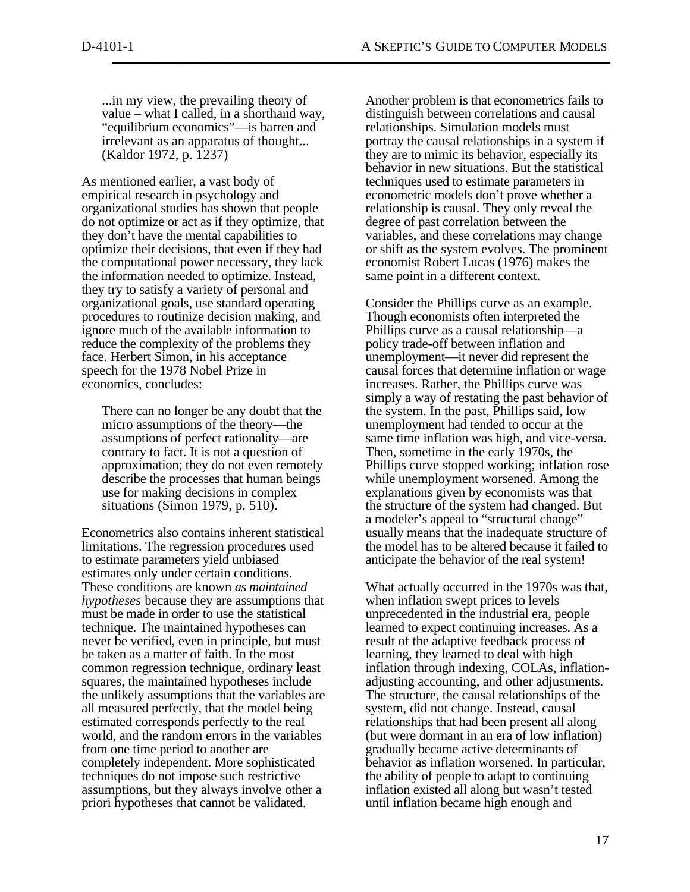> ...in my view, the prevailing theory of value – what I called, in a shorthand way, "equilibrium economics"—is barren and irrelevant as an apparatus of thought... (Kaldor 1972, p. 1237)

As mentioned earlier, a vast body of empirical research in psychology and organizational studies has shown that people do not optimize or act as if they optimize, that they don't have the mental capabilities to optimize their decisions, that even if they had the computational power necessary, they lack the information needed to optimize. Instead, they try to satisfy a variety of personal and organizational goals, use standard operating procedures to routinize decision making, and ignore much of the available information to reduce the complexity of the problems they face. Herbert Simon, in his acceptance speech for the 1978 Nobel Prize in economics, concludes:

> There can no longer be any doubt that the micro assumptions of the theory—the assumptions of perfect rationality—are contrary to fact. It is not a question of approximation; they do not even remotely describe the processes that human beings use for making decisions in complex situations (Simon 1979, p. 510).

Econometrics also contains inherent statistical limitations. The regression procedures used to estimate parameters yield unbiased estimates only under certain conditions. These conditions are known *as maintained hypotheses* because they are assumptions that must be made in order to use the statistical technique. The maintained hypotheses can never be verified, even in principle, but must be taken as a matter of faith. In the most common regression technique, ordinary least squares, the maintained hypotheses include the unlikely assumptions that the variables are all measured perfectly, that the model being estimated corresponds perfectly to the real world, and the random errors in the variables from one time period to another are completely independent. More sophisticated techniques do not impose such restrictive assumptions, but they always involve other a priori hypotheses that cannot be validated.

Another problem is that econometrics fails to distinguish between correlations and causal relationships. Simulation models must portray the causal relationships in a system if they are to mimic its behavior, especially its behavior in new situations. But the statistical techniques used to estimate parameters in econometric models don't prove whether a relationship is causal. They only reveal the degree of past correlation between the variables, and these correlations may change or shift as the system evolves. The prominent economist Robert Lucas (1976) makes the same point in a different context.

Consider the Phillips curve as an example. Though economists often interpreted the Phillips curve as a causal relationship—a policy trade-off between inflation and unemployment—it never did represent the causal forces that determine inflation or wage increases. Rather, the Phillips curve was simply a way of restating the past behavior of the system. In the past, Phillips said, low unemployment had tended to occur at the same time inflation was high, and vice-versa. Then, sometime in the early 1970s, the Phillips curve stopped working; inflation rose while unemployment worsened. Among the explanations given by economists was that the structure of the system had changed. But a modeler's appeal to "structural change" usually means that the inadequate structure of the model has to be altered because it failed to anticipate the behavior of the real system!

What actually occurred in the 1970s was that, when inflation swept prices to levels unprecedented in the industrial era, people learned to expect continuing increases. As a result of the adaptive feedback process of learning, they learned to deal with high inflation through indexing, COLAs, inflation-adjusting accounting, and other adjustments. The structure, the causal relationships of the system, did not change. Instead, causal relationships that had been present all along (but were dormant in an era of low inflation) gradually became active determinants of behavior as inflation worsened. In particular, the ability of people to adapt to continuing inflation existed all along but wasn't tested until inflation became high enough and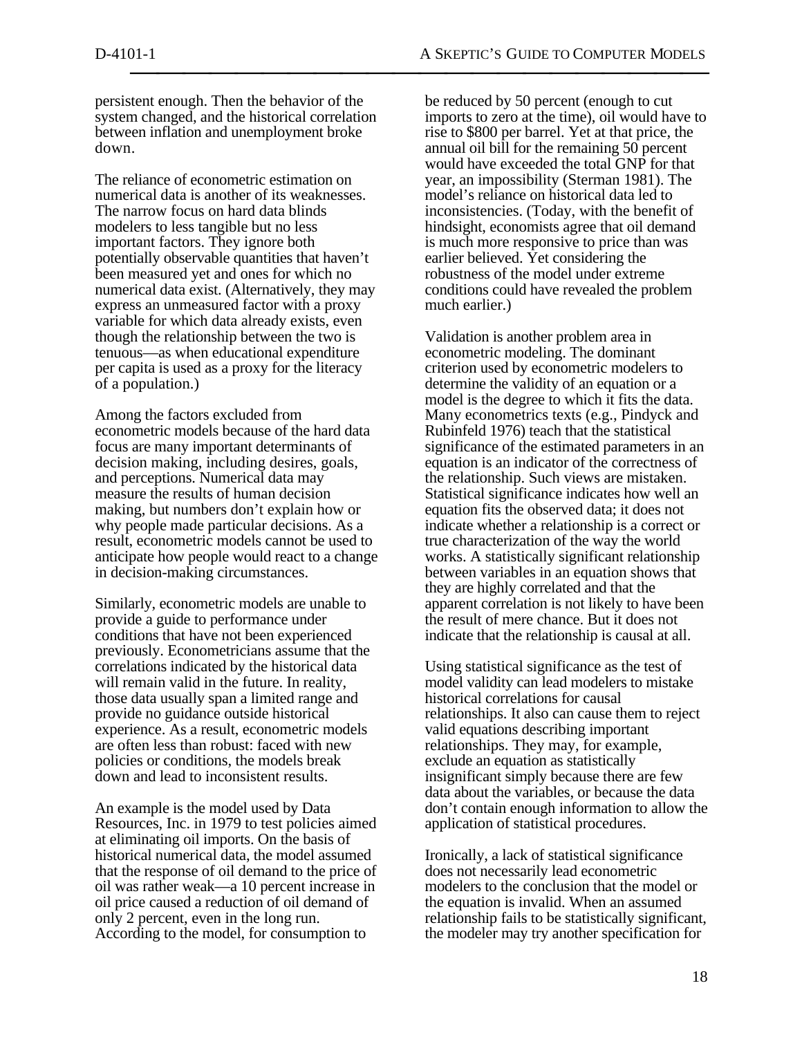persistent enough. Then the behavior of the system changed, and the historical correlation between inflation and unemployment broke down.

The reliance of econometric estimation on numerical data is another of its weaknesses. The narrow focus on hard data blinds modelers to less tangible but no less important factors. They ignore both potentially observable quantities that haven't been measured yet and ones for which no numerical data exist. (Alternatively, they may express an unmeasured factor with a proxy variable for which data already exists, even though the relationship between the two is tenuous—as when educational expenditure per capita is used as a proxy for the literacy of a population.)

Among the factors excluded from econometric models because of the hard data focus are many important determinants of decision making, including desires, goals, and perceptions. Numerical data may measure the results of human decision making, but numbers don't explain how or why people made particular decisions. As a result, econometric models cannot be used to anticipate how people would react to a change in decision-making circumstances.

Similarly, econometric models are unable to provide a guide to performance under conditions that have not been experienced previously. Econometricians assume that the correlations indicated by the historical data will remain valid in the future. In reality, those data usually span a limited range and provide no guidance outside historical experience. As a result, econometric models are often less than robust: faced with new policies or conditions, the models break down and lead to inconsistent results.

An example is the model used by Data Resources, Inc. in 1979 to test policies aimed at eliminating oil imports. On the basis of historical numerical data, the model assumed that the response of oil demand to the price of oil was rather weak—a 10 percent increase in oil price caused a reduction of oil demand of only 2 percent, even in the long run. According to the model, for consumption to be reduced by 50 percent (enough to cut imports to zero at the time), oil would have to rise to $800 per barrel. Yet at that price, the annual oil bill for the remaining 50 percent would have exceeded the total GNP for that year, an impossibility (Sterman 1981). The model's reliance on historical data led to inconsistencies. (Today, with the benefit of hindsight, economists agree that oil demand is much more responsive to price than was earlier believed. Yet considering the robustness of the model under extreme conditions could have revealed the problem much earlier.)

Validation is another problem area in econometric modeling. The dominant criterion used by econometric modelers to determine the validity of an equation or a model is the degree to which it fits the data. Many econometrics texts (e.g., Pindyck and Rubinfeld 1976) teach that the statistical significance of the estimated parameters in an equation is an indicator of the correctness of the relationship. Such views are mistaken. Statistical significance indicates how well an equation fits the observed data; it does not indicate whether a relationship is a correct or true characterization of the way the world works. A statistically significant relationship between variables in an equation shows that they are highly correlated and that the apparent correlation is not likely to have been the result of mere chance. But it does not indicate that the relationship is causal at all.

Using statistical significance as the test of model validity can lead modelers to mistake historical correlations for causal relationships. It also can cause them to reject valid equations describing important relationships. They may, for example, exclude an equation as statistically insignificant simply because there are few data about the variables, or because the data don't contain enough information to allow the application of statistical procedures.

Ironically, a lack of statistical significance does not necessarily lead econometric modelers to the conclusion that the model or the equation is invalid. When an assumed relationship fails to be statistically significant, the modeler may try another specification for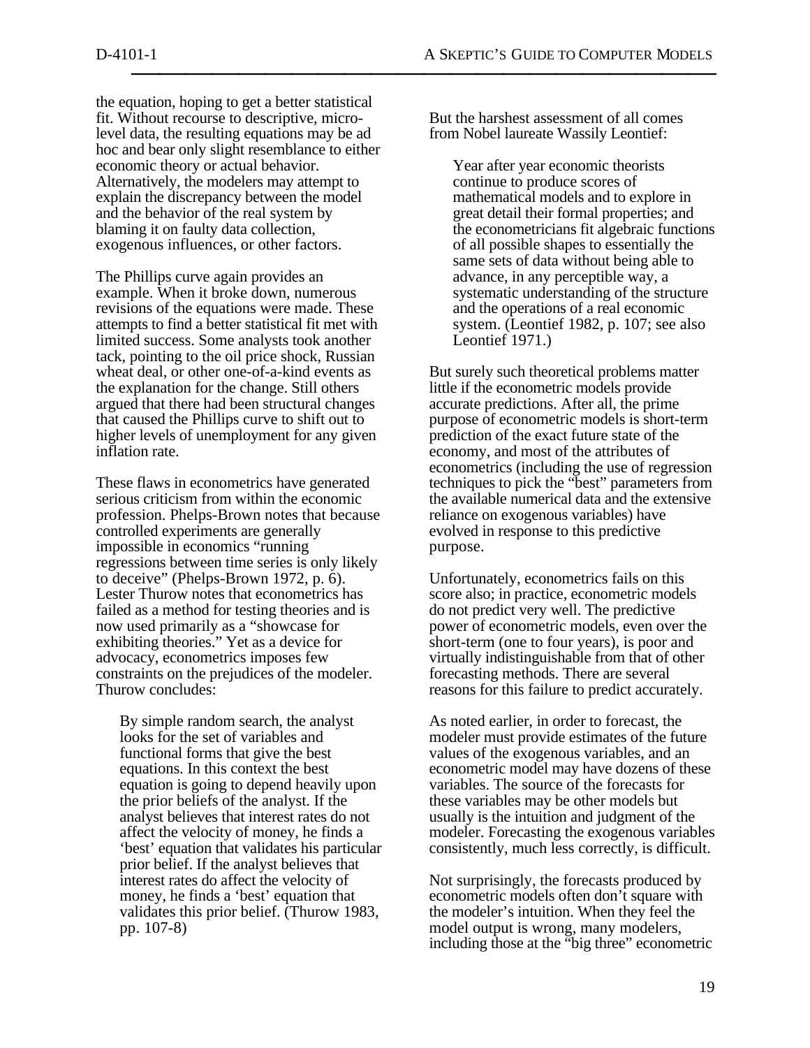the equation, hoping to get a better statistical fit. Without recourse to descriptive, micro-level data, the resulting equations may be ad hoc and bear only slight resemblance to either economic theory or actual behavior. Alternatively, the modelers may attempt to explain the discrepancy between the model and the behavior of the real system by blaming it on faulty data collection, exogenous influences, or other factors.

The Phillips curve again provides an example. When it broke down, numerous revisions of the equations were made. These attempts to find a better statistical fit met with limited success. Some analysts took another tack, pointing to the oil price shock, Russian wheat deal, or other one-of-a-kind events as the explanation for the change. Still others argued that there had been structural changes that caused the Phillips curve to shift out to higher levels of unemployment for any given inflation rate.

These flaws in econometrics have generated serious criticism from within the economic profession. Phelps-Brown notes that because controlled experiments are generally impossible in economics "running regressions between time series is only likely to deceive" (Phelps-Brown 1972, p. 6). Lester Thurow notes that econometrics has failed as a method for testing theories and is now used primarily as a "showcase for exhibiting theories." Yet as a device for advocacy, econometrics imposes few constraints on the prejudices of the modeler. Thurow concludes:

> By simple random search, the analyst looks for the set of variables and functional forms that give the best equations. In this context the best equation is going to depend heavily upon the prior beliefs of the analyst. If the analyst believes that interest rates do not affect the velocity of money, he finds a 'best' equation that validates his particular prior belief. If the analyst believes that interest rates do affect the velocity of money, he finds a 'best' equation that validates this prior belief. (Thurow 1983, pp. 107-8)

But the harshest assessment of all comes from Nobel laureate Wassily Leontief:

> Year after year economic theorists continue to produce scores of mathematical models and to explore in great detail their formal properties; and the econometricians fit algebraic functions of all possible shapes to essentially the same sets of data without being able to advance, in any perceptible way, a systematic understanding of the structure and the operations of a real economic system. (Leontief 1982, p. 107; see also Leontief 1971.)

But surely such theoretical problems matter little if the econometric models provide accurate predictions. After all, the prime purpose of econometric models is short-term prediction of the exact future state of the economy, and most of the attributes of econometrics (including the use of regression techniques to pick the "best" parameters from the available numerical data and the extensive reliance on exogenous variables) have evolved in response to this predictive purpose.

Unfortunately, econometrics fails on this score also; in practice, econometric models do not predict very well. The predictive power of econometric models, even over the short-term (one to four years), is poor and virtually indistinguishable from that of other forecasting methods. There are several reasons for this failure to predict accurately.

As noted earlier, in order to forecast, the modeler must provide estimates of the future values of the exogenous variables, and an econometric model may have dozens of these variables. The source of the forecasts for these variables may be other models but usually is the intuition and judgment of the modeler. Forecasting the exogenous variables consistently, much less correctly, is difficult.

Not surprisingly, the forecasts produced by econometric models often don't square with the modeler's intuition. When they feel the model output is wrong, many modelers, including those at the "big three" econometric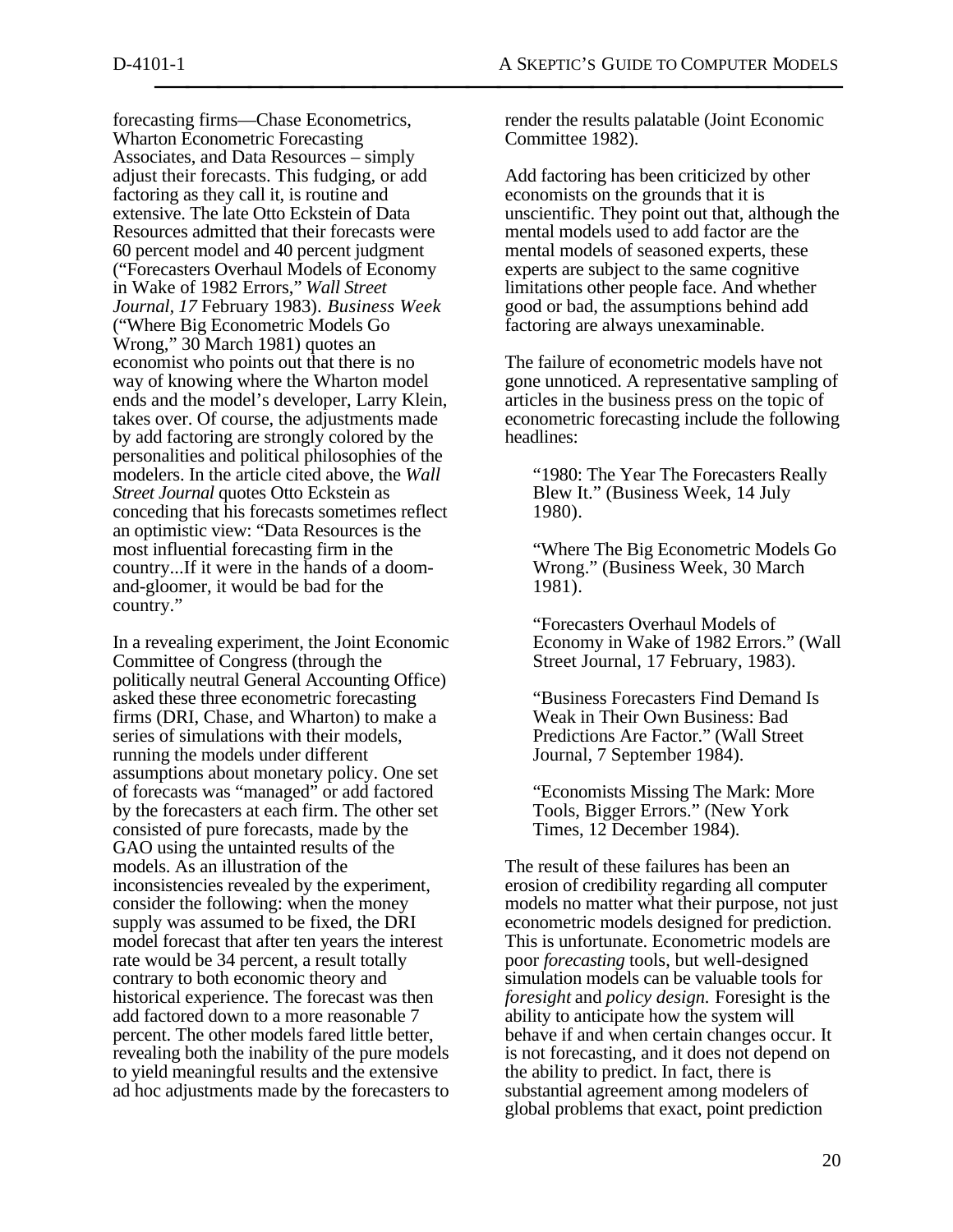forecasting firms—Chase Econometrics, Wharton Econometric Forecasting Associates, and Data Resources – simply adjust their forecasts. This fudging, or add factoring as they call it, is routine and extensive. The late Otto Eckstein of Data Resources admitted that their forecasts were 60 percent model and 40 percent judgment ("Forecasters Overhaul Models of Economy in Wake of 1982 Errors," *Wall Street Journal, 17* February 1983). *Business Week* ("Where Big Econometric Models Go Wrong," 30 March 1981) quotes an economist who points out that there is no way of knowing where the Wharton model ends and the model's developer, Larry Klein, takes over. Of course, the adjustments made by add factoring are strongly colored by the personalities and political philosophies of the modelers. In the article cited above, the *Wall Street Journal* quotes Otto Eckstein as conceding that his forecasts sometimes reflect an optimistic view: "Data Resources is the most influential forecasting firm in the country...If it were in the hands of a doom-and-gloomer, it would be bad for the country."

In a revealing experiment, the Joint Economic Committee of Congress (through the politically neutral General Accounting Office) asked these three econometric forecasting firms (DRI, Chase, and Wharton) to make a series of simulations with their models, running the models under different assumptions about monetary policy. One set of forecasts was "managed" or add factored by the forecasters at each firm. The other set consisted of pure forecasts, made by the GAO using the untainted results of the models. As an illustration of the inconsistencies revealed by the experiment, consider the following: when the money supply was assumed to be fixed, the DRI model forecast that after ten years the interest rate would be 34 percent, a result totally contrary to both economic theory and historical experience. The forecast was then add factored down to a more reasonable 7 percent. The other models fared little better, revealing both the inability of the pure models to yield meaningful results and the extensive ad hoc adjustments made by the forecasters to render the results palatable (Joint Economic Committee 1982).

Add factoring has been criticized by other economists on the grounds that it is unscientific. They point out that, although the mental models used to add factor are the mental models of seasoned experts, these experts are subject to the same cognitive limitations other people face. And whether good or bad, the assumptions behind add factoring are always unexaminable.

The failure of econometric models have not gone unnoticed. A representative sampling of articles in the business press on the topic of econometric forecasting include the following headlines:

> "1980: The Year The Forecasters Really Blew It." (Business Week, 14 July 1980).
>
> "Where The Big Econometric Models Go Wrong." (Business Week, 30 March 1981).
>
> "Forecasters Overhaul Models of Economy in Wake of 1982 Errors." (Wall Street Journal, 17 February, 1983).
>
> "Business Forecasters Find Demand Is Weak in Their Own Business: Bad Predictions Are Factor." (Wall Street Journal, 7 September 1984).
>
> "Economists Missing The Mark: More Tools, Bigger Errors." (New York Times, 12 December 1984).

The result of these failures has been an erosion of credibility regarding all computer models no matter what their purpose, not just econometric models designed for prediction. This is unfortunate. Econometric models are poor *forecasting* tools, but well-designed simulation models can be valuable tools for *foresight* and *policy design.* Foresight is the ability to anticipate how the system will behave if and when certain changes occur. It is not forecasting, and it does not depend on the ability to predict. In fact, there is substantial agreement among modelers of global problems that exact, point prediction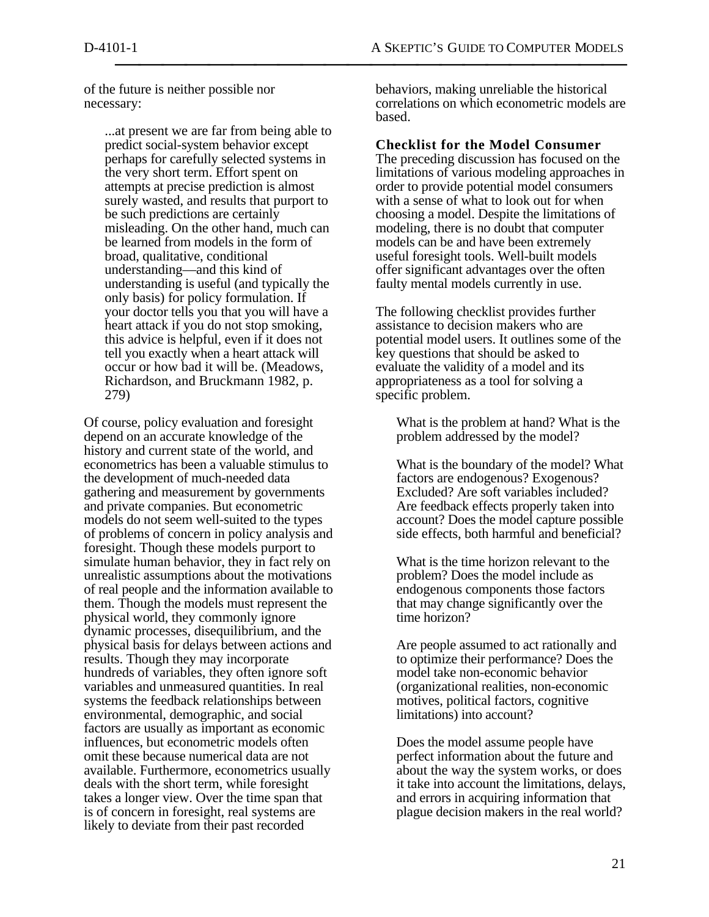of the future is neither possible nor necessary:

> ...at present we are far from being able to predict social-system behavior except perhaps for carefully selected systems in the very short term. Effort spent on attempts at precise prediction is almost surely wasted, and results that purport to be such predictions are certainly misleading. On the other hand, much can be learned from models in the form of broad, qualitative, conditional understanding—and this kind of understanding is useful (and typically the only basis) for policy formulation. If your doctor tells you that you will have a heart attack if you do not stop smoking, this advice is helpful, even if it does not tell you exactly when a heart attack will occur or how bad it will be. (Meadows, Richardson, and Bruckmann 1982, p. 279)

Of course, policy evaluation and foresight depend on an accurate knowledge of the history and current state of the world, and econometrics has been a valuable stimulus to the development of much-needed data gathering and measurement by governments and private companies. But econometric models do not seem well-suited to the types of problems of concern in policy analysis and foresight. Though these models purport to simulate human behavior, they in fact rely on unrealistic assumptions about the motivations of real people and the information available to them. Though the models must represent the physical world, they commonly ignore dynamic processes, disequilibrium, and the physical basis for delays between actions and results. Though they may incorporate hundreds of variables, they often ignore soft variables and unmeasured quantities. In real systems the feedback relationships between environmental, demographic, and social factors are usually as important as economic influences, but econometric models often omit these because numerical data are not available. Furthermore, econometrics usually deals with the short term, while foresight takes a longer view. Over the time span that is of concern in foresight, real systems are likely to deviate from their past recorded behaviors, making unreliable the historical correlations on which econometric models are based.

## Checklist for the Model Consumer

The preceding discussion has focused on the limitations of various modeling approaches in order to provide potential model consumers with a sense of what to look out for when choosing a model. Despite the limitations of modeling, there is no doubt that computer models can be and have been extremely useful foresight tools. Well-built models offer significant advantages over the often faulty mental models currently in use.

The following checklist provides further assistance to decision makers who are potential model users. It outlines some of the key questions that should be asked to evaluate the validity of a model and its appropriateness as a tool for solving a specific problem.

> What is the problem at hand? What is the problem addressed by the model?
>
> What is the boundary of the model? What factors are endogenous? Exogenous? Excluded? Are soft variables included? Are feedback effects properly taken into account? Does the model capture possible side effects, both harmful and beneficial?
>
> What is the time horizon relevant to the problem? Does the model include as endogenous components those factors that may change significantly over the time horizon?
>
> Are people assumed to act rationally and to optimize their performance? Does the model take non-economic behavior (organizational realities, non-economic motives, political factors, cognitive limitations) into account?
>
> Does the model assume people have perfect information about the future and about the way the system works, or does it take into account the limitations, delays, and errors in acquiring information that plague decision makers in the real world?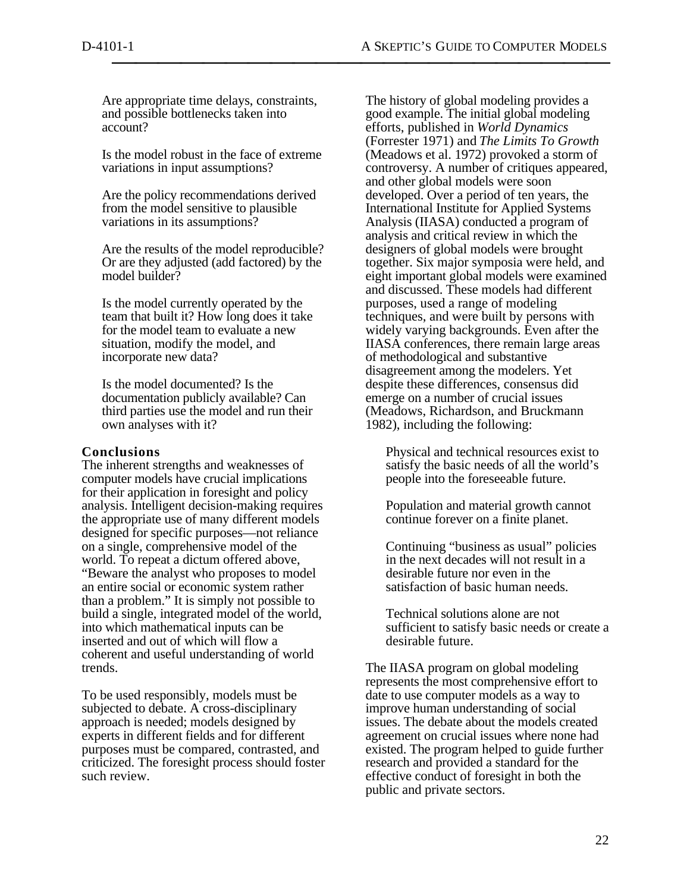Are appropriate time delays, constraints, and possible bottlenecks taken into account?

Is the model robust in the face of extreme variations in input assumptions?

Are the policy recommendations derived from the model sensitive to plausible variations in its assumptions?

Are the results of the model reproducible? Or are they adjusted (add factored) by the model builder?

Is the model currently operated by the team that built it? How long does it take for the model team to evaluate a new situation, modify the model, and incorporate new data?

Is the model documented? Is the documentation publicly available? Can third parties use the model and run their own analyses with it?

### Conclusions

The inherent strengths and weaknesses of computer models have crucial implications for their application in foresight and policy analysis. Intelligent decision-making requires the appropriate use of many different models designed for specific purposes—not reliance on a single, comprehensive model of the world. To repeat a dictum offered above, "Beware the analyst who proposes to model an entire social or economic system rather than a problem." It is simply not possible to build a single, integrated model of the world, into which mathematical inputs can be inserted and out of which will flow a coherent and useful understanding of world trends.

To be used responsibly, models must be subjected to debate. A cross-disciplinary approach is needed; models designed by experts in different fields and for different purposes must be compared, contrasted, and criticized. The foresight process should foster such review.

The history of global modeling provides a good example. The initial global modeling efforts, published in *World Dynamics* (Forrester 1971) and *The Limits To Growth* (Meadows et al. 1972) provoked a storm of controversy. A number of critiques appeared, and other global models were soon developed. Over a period of ten years, the International Institute for Applied Systems Analysis (IIASA) conducted a program of analysis and critical review in which the designers of global models were brought together. Six major symposia were held, and eight important global models were examined and discussed. These models had different purposes, used a range of modeling techniques, and were built by persons with widely varying backgrounds. Even after the IIASA conferences, there remain large areas of methodological and substantive disagreement among the modelers. Yet despite these differences, consensus did emerge on a number of crucial issues (Meadows, Richardson, and Bruckmann 1982), including the following:

Physical and technical resources exist to satisfy the basic needs of all the world's people into the foreseeable future.

Population and material growth cannot continue forever on a finite planet.

Continuing "business as usual" policies in the next decades will not result in a desirable future nor even in the satisfaction of basic human needs.

Technical solutions alone are not sufficient to satisfy basic needs or create a desirable future.

The IIASA program on global modeling represents the most comprehensive effort to date to use computer models as a way to improve human understanding of social issues. The debate about the models created agreement on crucial issues where none had existed. The program helped to guide further research and provided a standard for the effective conduct of foresight in both the public and private sectors.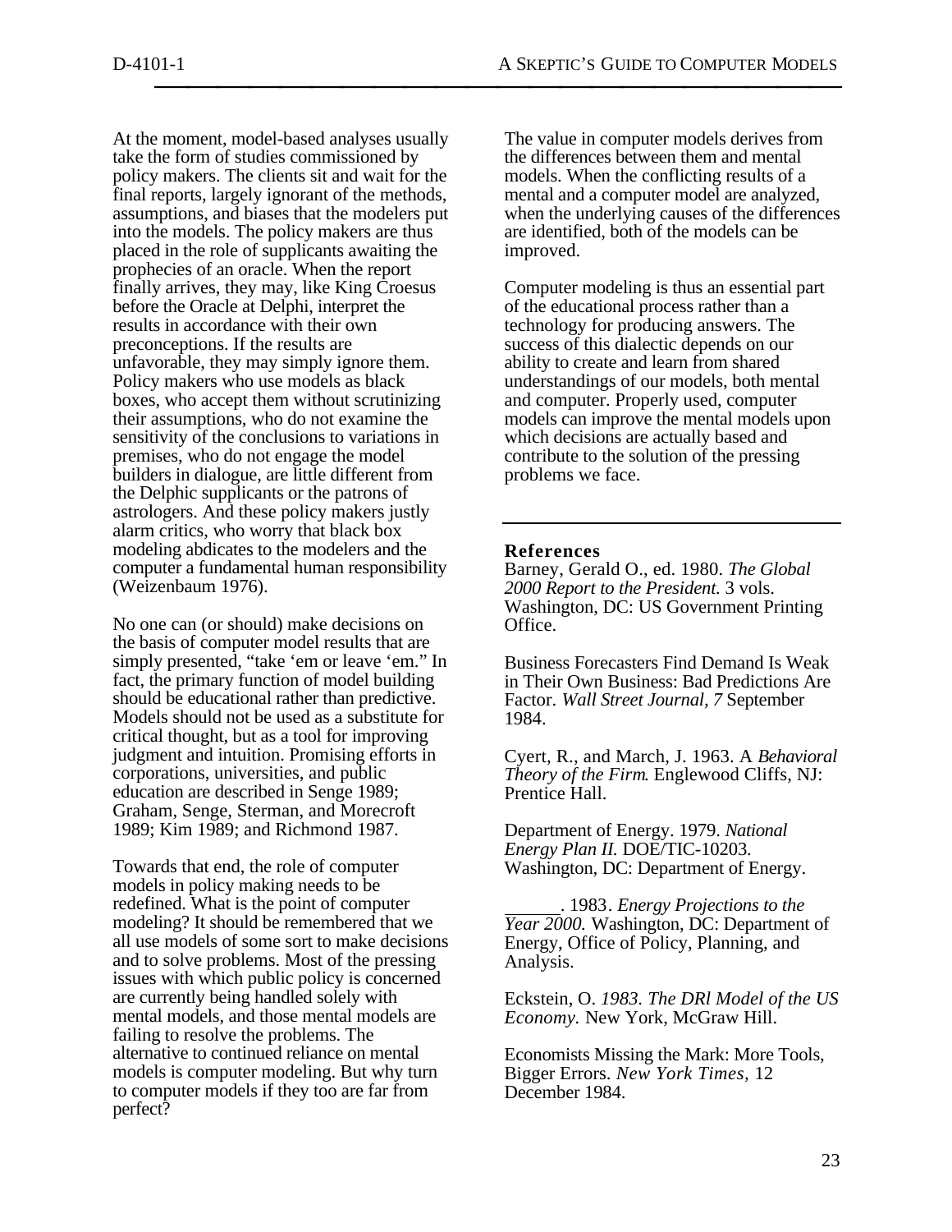At the moment, model-based analyses usually take the form of studies commissioned by policy makers. The clients sit and wait for the final reports, largely ignorant of the methods, assumptions, and biases that the modelers put into the models. The policy makers are thus placed in the role of supplicants awaiting the prophecies of an oracle. When the report finally arrives, they may, like King Croesus before the Oracle at Delphi, interpret the results in accordance with their own preconceptions. If the results are unfavorable, they may simply ignore them. Policy makers who use models as black boxes, who accept them without scrutinizing their assumptions, who do not examine the sensitivity of the conclusions to variations in premises, who do not engage the model builders in dialogue, are little different from the Delphic supplicants or the patrons of astrologers. And these policy makers justly alarm critics, who worry that black box modeling abdicates to the modelers and the computer a fundamental human responsibility (Weizenbaum 1976).

No one can (or should) make decisions on the basis of computer model results that are simply presented, "take 'em or leave 'em." In fact, the primary function of model building should be educational rather than predictive. Models should not be used as a substitute for critical thought, but as a tool for improving judgment and intuition. Promising efforts in corporations, universities, and public education are described in Senge 1989; Graham, Senge, Sterman, and Morecroft 1989; Kim 1989; and Richmond 1987.

Towards that end, the role of computer models in policy making needs to be redefined. What is the point of computer modeling? It should be remembered that we all use models of some sort to make decisions and to solve problems. Most of the pressing issues with which public policy is concerned are currently being handled solely with mental models, and those mental models are failing to resolve the problems. The alternative to continued reliance on mental models is computer modeling. But why turn to computer models if they too are far from perfect?

The value in computer models derives from the differences between them and mental models. When the conflicting results of a mental and a computer model are analyzed, when the underlying causes of the differences are identified, both of the models can be improved.

Computer modeling is thus an essential part of the educational process rather than a technology for producing answers. The success of this dialectic depends on our ability to create and learn from shared understandings of our models, both mental and computer. Properly used, computer models can improve the mental models upon which decisions are actually based and contribute to the solution of the pressing problems we face.

---

**References**

Barney, Gerald O., ed. 1980. *The Global 2000 Report to the President.* 3 vols. Washington, DC: US Government Printing Office.

Business Forecasters Find Demand Is Weak in Their Own Business: Bad Predictions Are Factor. *Wall Street Journal, 7* September 1984.

Cyert, R., and March, J. 1963. A *Behavioral Theory of the Firm*. Englewood Cliffs, NJ: Prentice Hall.

Department of Energy. 1979. *National Energy Plan II.* DOE/TIC-10203. Washington, DC: Department of Energy.

______. 1983. *Energy Projections to the Year 2000.* Washington, DC: Department of Energy, Office of Policy, Planning, and Analysis.

Eckstein, O. *1983. The DRl Model of the US Economy.* New York, McGraw Hill.

Economists Missing the Mark: More Tools, Bigger Errors. *New York Times,* 12 December 1984.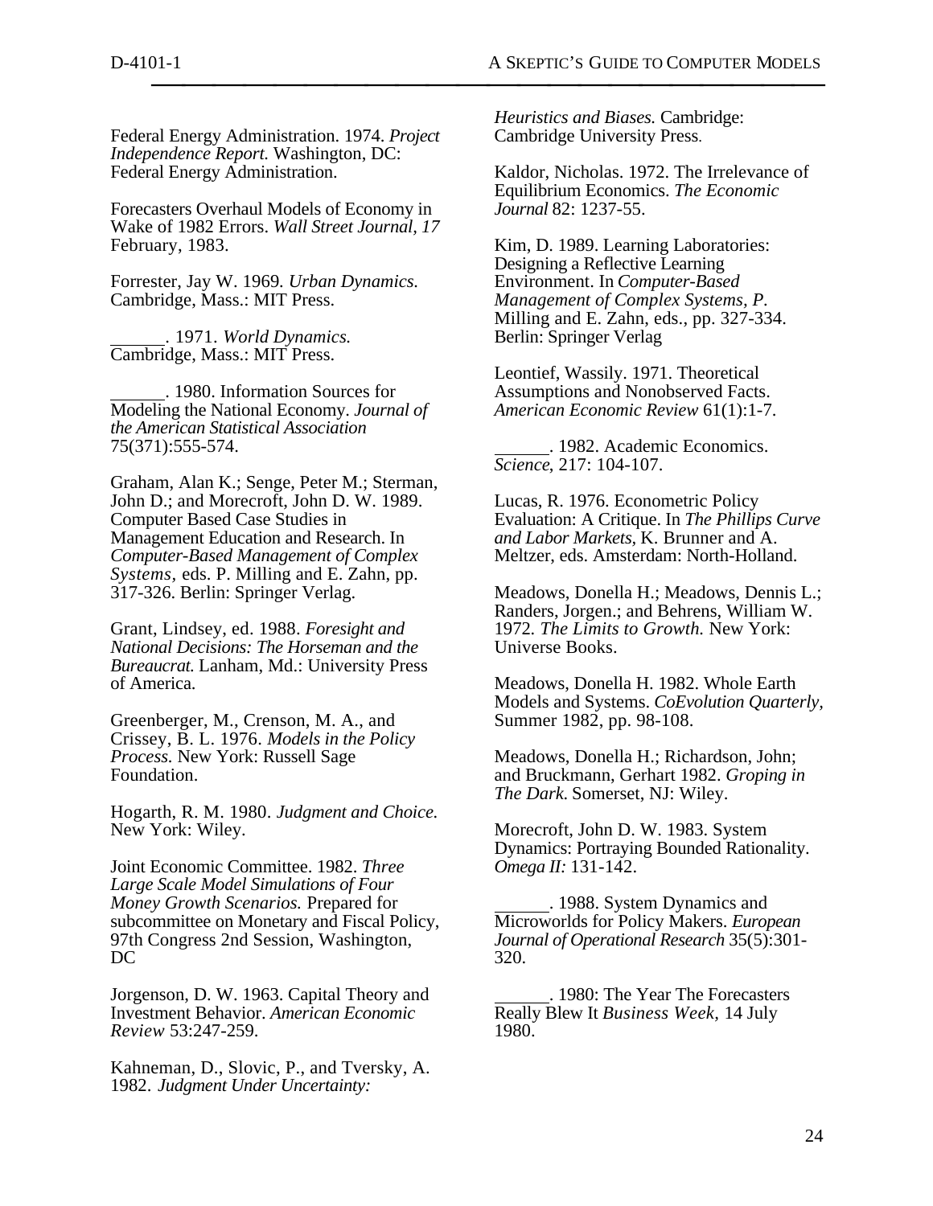Federal Energy Administration. 1974. *Project Independence Report.* Washington, DC: Federal Energy Administration.

Forecasters Overhaul Models of Economy in Wake of 1982 Errors. *Wall Street Journal, 17* February, 1983.

Forrester, Jay W. 1969. *Urban Dynamics.* Cambridge, Mass.: MIT Press.

______. 1971. *World Dynamics.* Cambridge, Mass.: MIT Press.

______. 1980. Information Sources for Modeling the National Economy. *Journal of the American Statistical Association* 75(371):555-574.

Graham, Alan K.; Senge, Peter M.; Sterman, John D.; and Morecroft, John D. W. 1989. Computer Based Case Studies in Management Education and Research. In *Computer-Based Management of Complex Systems*, eds. P. Milling and E. Zahn, pp. 317-326. Berlin: Springer Verlag.

Grant, Lindsey, ed. 1988. *Foresight and National Decisions: The Horseman and the Bureaucrat.* Lanham, Md.: University Press of America.

Greenberger, M., Crenson, M. A., and Crissey, B. L. 1976. *Models in the Policy Process.* New York: Russell Sage Foundation.

Hogarth, R. M. 1980. *Judgment and Choice.* New York: Wiley.

Joint Economic Committee. 1982. *Three Large Scale Model Simulations of Four Money Growth Scenarios.* Prepared for subcommittee on Monetary and Fiscal Policy, 97th Congress 2nd Session, Washington, DC

Jorgenson, D. W. 1963. Capital Theory and Investment Behavior. *American Economic Review* 53:247-259.

Kahneman, D., Slovic, P., and Tversky, A. 1982. *Judgment Under Uncertainty: Heuristics and Biases.* Cambridge: Cambridge University Press.

Kaldor, Nicholas. 1972. The Irrelevance of Equilibrium Economics. *The Economic Journal* 82: 1237-55.

Kim, D. 1989. Learning Laboratories: Designing a Reflective Learning Environment. In *Computer-Based Management of Complex Systems, P.* Milling and E. Zahn, eds., pp. 327-334. Berlin: Springer Verlag

Leontief, Wassily. 1971. Theoretical Assumptions and Nonobserved Facts. *American Economic Review* 61(1):1-7.

______. 1982. Academic Economics. *Science*, 217: 104-107.

Lucas, R. 1976. Econometric Policy Evaluation: A Critique. In *The Phillips Curve and Labor Markets,* K. Brunner and A. Meltzer, eds. Amsterdam: North-Holland.

Meadows, Donella H.; Meadows, Dennis L.; Randers, Jorgen.; and Behrens, William W. 1972. *The Limits to Growth.* New York: Universe Books.

Meadows, Donella H. 1982. Whole Earth Models and Systems. *CoEvolution Quarterly,* Summer 1982, pp. 98-108.

Meadows, Donella H.; Richardson, John; and Bruckmann, Gerhart 1982. *Groping in The Dark.* Somerset, NJ: Wiley.

Morecroft, John D. W. 1983. System Dynamics: Portraying Bounded Rationality. *Omega II:* 131-142.

______. 1988. System Dynamics and Microworlds for Policy Makers. *European Journal of Operational Research* 35(5):301-320.

______. 1980: The Year The Forecasters Really Blew It *Business Week,* 14 July 1980.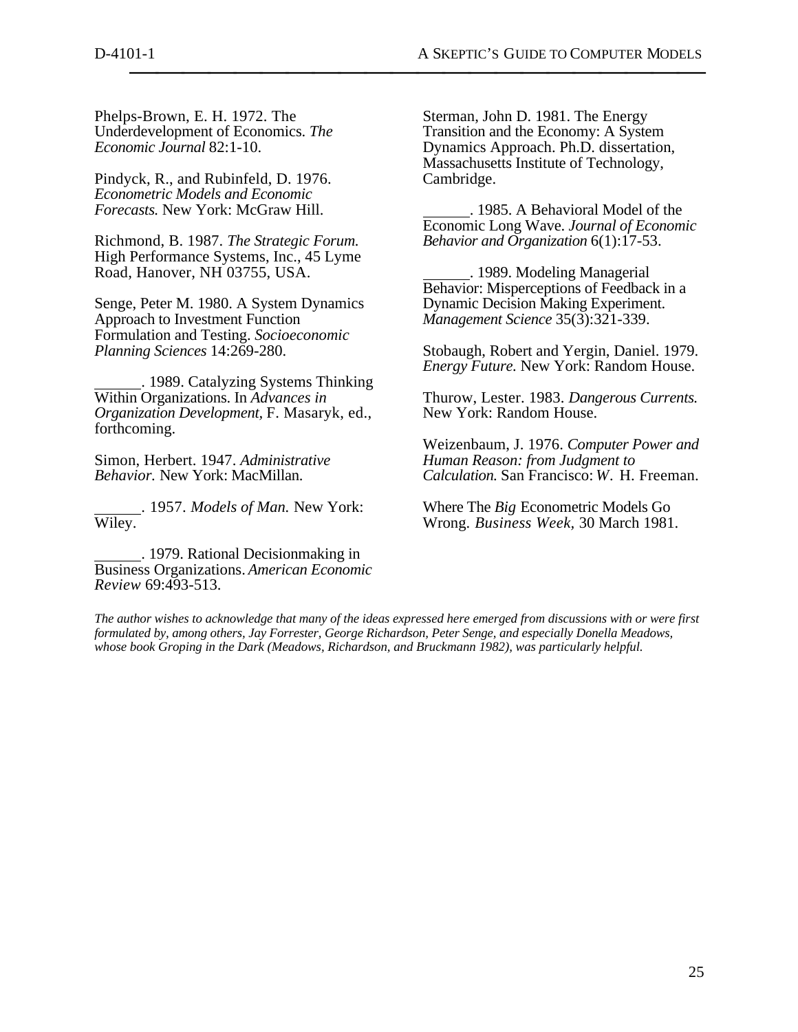Phelps-Brown, E. H. 1972. The Underdevelopment of Economics. *The Economic Journal* 82:1-10.

Pindyck, R., and Rubinfeld, D. 1976. *Econometric Models and Economic Forecasts.* New York: McGraw Hill.

Richmond, B. 1987. *The Strategic Forum.* High Performance Systems, Inc., 45 Lyme Road, Hanover, NH 03755, USA.

Senge, Peter M. 1980. A System Dynamics Approach to Investment Function Formulation and Testing. *Socioeconomic Planning Sciences* 14:269-280.

______. 1989. Catalyzing Systems Thinking Within Organizations. In *Advances in Organization Development,* F. Masaryk, ed., forthcoming.

Simon, Herbert. 1947. *Administrative Behavior.* New York: MacMillan.

______. 1957. *Models of Man.* New York: Wiley.

______. 1979. Rational Decisionmaking in Business Organizations. *American Economic Review* 69:493-513.

Sterman, John D. 1981. The Energy Transition and the Economy: A System Dynamics Approach. Ph.D. dissertation, Massachusetts Institute of Technology, Cambridge.

______. 1985. A Behavioral Model of the Economic Long Wave. *Journal of Economic Behavior and Organization* 6(1):17-53.

______. 1989. Modeling Managerial Behavior: Misperceptions of Feedback in a Dynamic Decision Making Experiment. *Management Science* 35(3):321-339.

Stobaugh, Robert and Yergin, Daniel. 1979. *Energy Future.* New York: Random House.

Thurow, Lester. 1983. *Dangerous Currents.* New York: Random House.

Weizenbaum, J. 1976. *Computer Power and Human Reason: from Judgment to Calculation.* San Francisco: *W*. H. Freeman.

Where The *Big* Econometric Models Go Wrong. *Business Week,* 30 March 1981.

*The author wishes to acknowledge that many of the ideas expressed here emerged from discussions with or were first formulated by, among others, Jay Forrester, George Richardson, Peter Senge, and especially Donella Meadows, whose book Groping in the Dark (Meadows, Richardson, and Bruckmann 1982), was particularly helpful.*